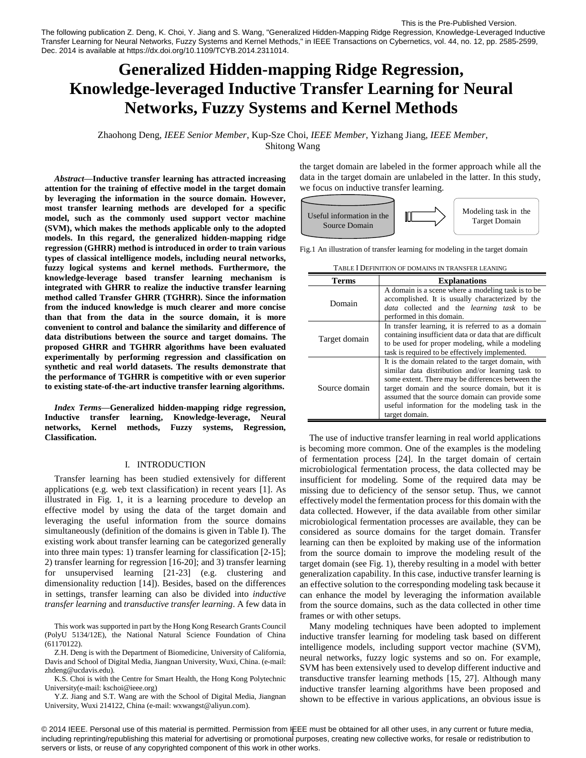This is the Pre-Published Version.

The following publication Z. Deng, K. Choi, Y. Jiang and S. Wang, "Generalized Hidden-Mapping Ridge Regression, Knowledge-Leveraged Inductive Transfer Learning for Neural Networks, Fuzzy Systems and Kernel Methods," in IEEE Transactions on Cybernetics, vol. 44, no. 12, pp. 2585-2599, Dec. 2014 is available at https://dx.doi.org/10.1109/TCYB.2014.2311014.

# Generalized Hidden-mapping Ridge Regression, Knowledge-leveraged Inductive Transfer Learning for Neural Networks, Fuzzy Systems and Kernel Methods

Zhaohong Deng, *IEEE Senior Member*, Kup-Sze Choi, *IEEE Member*, Yizhang Jiang, *IEEE Member*, Shitong Wang

***Abstract*—Inductive transfer learning has attracted increasing attention for the training of effective model in the target domain by leveraging the information in the source domain. However, most transfer learning methods are developed for a specific model, such as the commonly used support vector machine (SVM), which makes the methods applicable only to the adopted models. In this regard, the generalized hidden-mapping ridge regression (GHRR) method is introduced in order to train various types of classical intelligence models, including neural networks, fuzzy logical systems and kernel methods. Furthermore, the knowledge-leverage based transfer learning mechanism is integrated with GHRR to realize the inductive transfer learning method called Transfer GHRR (TGHRR). Since the information from the induced knowledge is much clearer and more concise than that from the data in the source domain, it is more convenient to control and balance the similarity and difference of data distributions between the source and target domains. The proposed GHRR and TGHRR algorithms have been evaluated experimentally by performing regression and classification on synthetic and real world datasets. The results demonstrate that the performance of TGHRR is competitive with or even superior to existing state-of-the-art inductive transfer learning algorithms.**

***Index Terms*—Generalized hidden-mapping ridge regression, Inductive transfer learning, Knowledge-leverage, Neural networks, Kernel methods, Fuzzy systems, Regression, Classification.**

## I. INTRODUCTION

Transfer learning has been studied extensively for different applications (e.g. web text classification) in recent years [1]. As illustrated in Fig. 1, it is a learning procedure to develop an effective model by using the data of the target domain and leveraging the useful information from the source domains simultaneously (definition of the domains is given in Table I). The existing work about transfer learning can be categorized generally into three main types: 1) transfer learning for classification [2-15]; 2) transfer learning for regression [16-20]; and 3) transfer learning for unsupervised learning [21-23] (e.g. clustering and dimensionality reduction [14]). Besides, based on the differences in settings, transfer learning can also be divided into *inductive transfer learning* and *transductive transfer learning*. A few data in the target domain are labeled in the former approach while all the data in the target domain are unlabeled in the latter. In this study, we focus on inductive transfer learning.

Useful information in the Source Domain → Modeling task in the Target Domain

Fig.1 An illustration of transfer learning for modeling in the target domain

TABLE I DEFINITION OF DOMAINS IN TRANSFER LEANING

| Terms | Explanations |
|---|---|
| Domain | A domain is a scene where a modeling task is to be accomplished. It is usually characterized by the *data* collected and the *learning task* to be performed in this domain. |
| Target domain | In transfer learning, it is referred to as a domain containing insufficient data or data that are difficult to be used for proper modeling, while a modeling task is required to be effectively implemented. |
| Source domain | It is the domain related to the target domain, with similar data distribution and/or learning task to some extent. There may be differences between the target domain and the source domain, but it is assumed that the source domain can provide some useful information for the modeling task in the target domain. |

The use of inductive transfer learning in real world applications is becoming more common. One of the examples is the modeling of fermentation process [24]. In the target domain of certain microbiological fermentation process, the data collected may be insufficient for modeling. Some of the required data may be missing due to deficiency of the sensor setup. Thus, we cannot effectively model the fermentation process for this domain with the data collected. However, if the data available from other similar microbiological fermentation processes are available, they can be considered as source domains for the target domain. Transfer learning can then be exploited by making use of the information from the source domain to improve the modeling result of the target domain (see Fig. 1), thereby resulting in a model with better generalization capability. In this case, inductive transfer learning is an effective solution to the corresponding modeling task because it can enhance the model by leveraging the information available from the source domains, such as the data collected in other time frames or with other setups.

Many modeling techniques have been adopted to implement inductive transfer learning for modeling task based on different intelligence models, including support vector machine (SVM), neural networks, fuzzy logic systems and so on. For example, SVM has been extensively used to develop different inductive and transductive transfer learning methods [15, 27]. Although many inductive transfer learning algorithms have been proposed and shown to be effective in various applications, an obvious issue is

This work was supported in part by the Hong Kong Research Grants Council (PolyU 5134/12E), the National Natural Science Foundation of China (61170122).

Z.H. Deng is with the Department of Biomedicine, University of California, Davis and School of Digital Media, Jiangnan University, Wuxi, China. (e-mail: zhdeng@ucdavis.edu).

K.S. Choi is with the Centre for Smart Health, the Hong Kong Polytechnic University(e-mail: kschoi@ieee.org)

Y.Z. Jiang and S.T. Wang are with the School of Digital Media, Jiangnan University, Wuxi 214122, China (e-mail: wxwangst@aliyun.com).

© 2014 IEEE. Personal use of this material is permitted. Permission from IEEE must be obtained for all other uses, in any current or future media, including reprinting/republishing this material for advertising or promotional purposes, creating new collective works, for resale or redistribution to servers or lists, or reuse of any copyrighted component of this work in other works.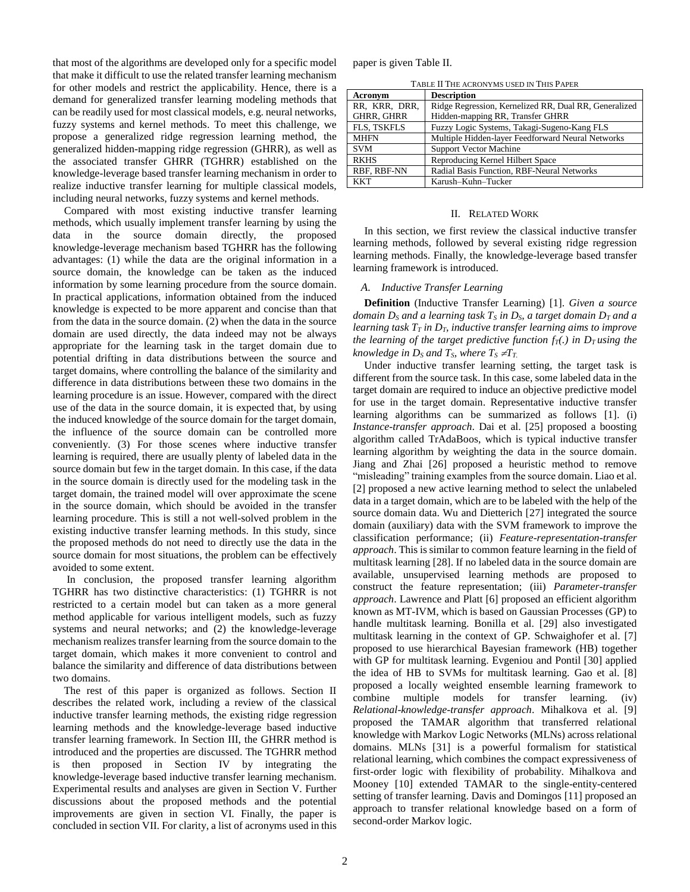that most of the algorithms are developed only for a specific model that make it difficult to use the related transfer learning mechanism for other models and restrict the applicability. Hence, there is a demand for generalized transfer learning modeling methods that can be readily used for most classical models, e.g. neural networks, fuzzy systems and kernel methods. To meet this challenge, we propose a generalized ridge regression learning method, the generalized hidden-mapping ridge regression (GHRR), as well as the associated transfer GHRR (TGHRR) established on the knowledge-leverage based transfer learning mechanism in order to realize inductive transfer learning for multiple classical models, including neural networks, fuzzy systems and kernel methods.

Compared with most existing inductive transfer learning methods, which usually implement transfer learning by using the data in the source domain directly, the proposed knowledge-leverage mechanism based TGHRR has the following advantages: (1) while the data are the original information in a source domain, the knowledge can be taken as the induced information by some learning procedure from the source domain. In practical applications, information obtained from the induced knowledge is expected to be more apparent and concise than that from the data in the source domain. (2) when the data in the source domain are used directly, the data indeed may not be always appropriate for the learning task in the target domain due to potential drifting in data distributions between the source and target domains, where controlling the balance of the similarity and difference in data distributions between these two domains in the learning procedure is an issue. However, compared with the direct use of the data in the source domain, it is expected that, by using the induced knowledge of the source domain for the target domain, the influence of the source domain can be controlled more conveniently. (3) For those scenes where inductive transfer learning is required, there are usually plenty of labeled data in the source domain but few in the target domain. In this case, if the data in the source domain is directly used for the modeling task in the target domain, the trained model will over approximate the scene in the source domain, which should be avoided in the transfer learning procedure. This is still a not well-solved problem in the existing inductive transfer learning methods. In this study, since the proposed methods do not need to directly use the data in the source domain for most situations, the problem can be effectively avoided to some extent.

In conclusion, the proposed transfer learning algorithm TGHRR has two distinctive characteristics: (1) TGHRR is not restricted to a certain model but can taken as a more general method applicable for various intelligent models, such as fuzzy systems and neural networks; and (2) the knowledge-leverage mechanism realizes transfer learning from the source domain to the target domain, which makes it more convenient to control and balance the similarity and difference of data distributions between two domains.

The rest of this paper is organized as follows. Section II describes the related work, including a review of the classical inductive transfer learning methods, the existing ridge regression learning methods and the knowledge-leverage based inductive transfer learning framework. In Section III, the GHRR method is introduced and the properties are discussed. The TGHRR method is then proposed in Section IV by integrating the knowledge-leverage based inductive transfer learning mechanism. Experimental results and analyses are given in Section V. Further discussions about the proposed methods and the potential improvements are given in section VI. Finally, the paper is concluded in section VII. For clarity, a list of acronyms used in this paper is given Table II.

TABLE II THE ACRONYMS USED IN THIS PAPER

| Acronym | Description |
|---|---|
| RR, KRR, DRR, GHRR, GHRR | Ridge Regression, Kernelized RR, Dual RR, Generalized Hidden-mapping RR, Transfer GHRR |
| FLS, TSKFLS | Fuzzy Logic Systems, Takagi-Sugeno-Kang FLS |
| MHFN | Multiple Hidden-layer Feedforward Neural Networks |
| SVM | Support Vector Machine |
| RKHS | Reproducing Kernel Hilbert Space |
| RBF, RBF-NN | Radial Basis Function, RBF-Neural Networks |
| KKT | Karush–Kuhn–Tucker |

## II. RELATED WORK

In this section, we first review the classical inductive transfer learning methods, followed by several existing ridge regression learning methods. Finally, the knowledge-leverage based transfer learning framework is introduced.

### A. Inductive Transfer Learning

**Definition** (Inductive Transfer Learning) [1]. *Given a source domain $D_S$ and a learning task $T_S$ in $D_S$, a target domain $D_T$ and a learning task $T_T$ in $D_T$, inductive transfer learning aims to improve the learning of the target predictive function $f_T(.)$ in $D_T$ using the knowledge in $D_S$ and $T_S$, where $T_S \neq T_T$.*

Under inductive transfer learning setting, the target task is different from the source task. In this case, some labeled data in the target domain are required to induce an objective predictive model for use in the target domain. Representative inductive transfer learning algorithms can be summarized as follows [1]. (i) *Instance-transfer approach*. Dai et al. [25] proposed a boosting algorithm called TrAdaBoos, which is typical inductive transfer learning algorithm by weighting the data in the source domain. Jiang and Zhai [26] proposed a heuristic method to remove "misleading" training examples from the source domain. Liao et al. [2] proposed a new active learning method to select the unlabeled data in a target domain, which are to be labeled with the help of the source domain data. Wu and Dietterich [27] integrated the source domain (auxiliary) data with the SVM framework to improve the classification performance; (ii) *Feature-representation-transfer approach*. This is similar to common feature learning in the field of multitask learning [28]. If no labeled data in the source domain are available, unsupervised learning methods are proposed to construct the feature representation; (iii) *Parameter-transfer approach*. Lawrence and Platt [6] proposed an efficient algorithm known as MT-IVM, which is based on Gaussian Processes (GP) to handle multitask learning. Bonilla et al. [29] also investigated multitask learning in the context of GP. Schwaighofer et al. [7] proposed to use hierarchical Bayesian framework (HB) together with GP for multitask learning. Evgeniou and Pontil [30] applied the idea of HB to SVMs for multitask learning. Gao et al. [8] proposed a locally weighted ensemble learning framework to combine multiple models for transfer learning. (iv) *Relational-knowledge-transfer approach*. Mihalkova et al. [9] proposed the TAMAR algorithm that transferred relational knowledge with Markov Logic Networks (MLNs) across relational domains. MLNs [31] is a powerful formalism for statistical relational learning, which combines the compact expressiveness of first-order logic with flexibility of probability. Mihalkova and Mooney [10] extended TAMAR to the single-entity-centered setting of transfer learning. Davis and Domingos [11] proposed an approach to transfer relational knowledge based on a form of second-order Markov logic.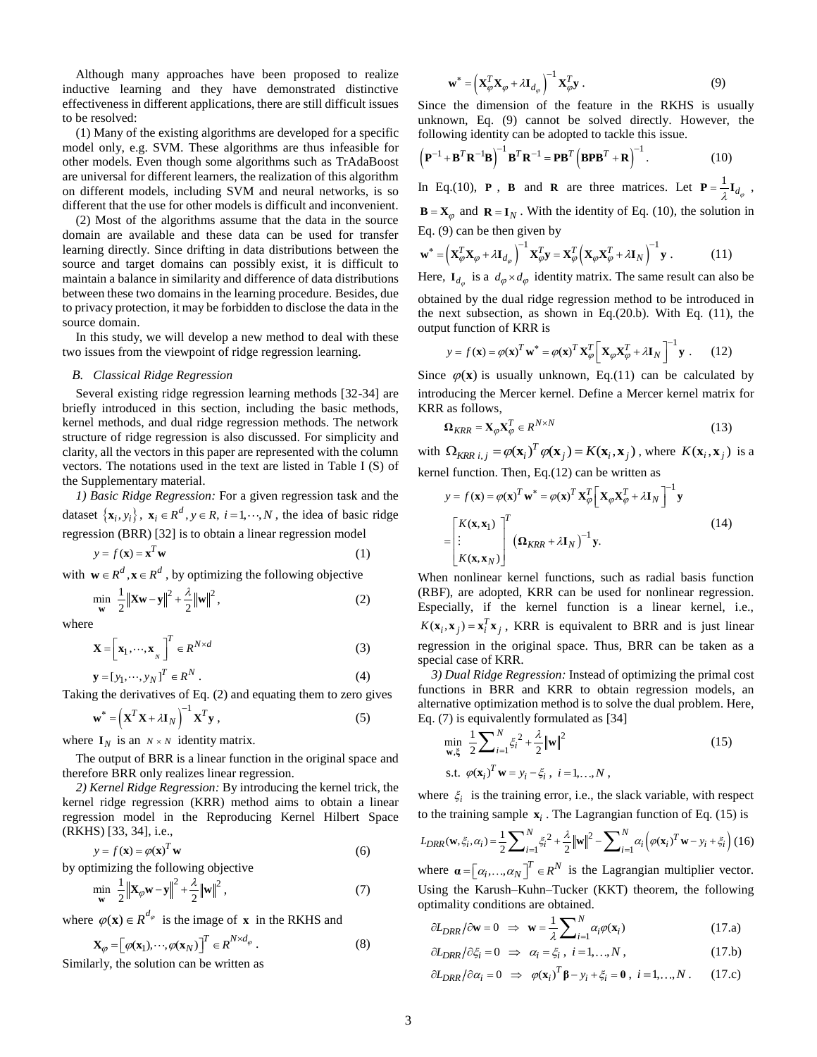Although many approaches have been proposed to realize inductive learning and they have demonstrated distinctive effectiveness in different applications, there are still difficult issues to be resolved:

(1) Many of the existing algorithms are developed for a specific model only, e.g. SVM. These algorithms are thus infeasible for other models. Even though some algorithms such as TrAdaBoost are universal for different learners, the realization of this algorithm on different models, including SVM and neural networks, is so different that the use for other models is difficult and inconvenient.

(2) Most of the algorithms assume that the data in the source domain are available and these data can be used for transfer learning directly. Since drifting in data distributions between the source and target domains can possibly exist, it is difficult to maintain a balance in similarity and difference of data distributions between these two domains in the learning procedure. Besides, due to privacy protection, it may be forbidden to disclose the data in the source domain.

In this study, we will develop a new method to deal with these two issues from the viewpoint of ridge regression learning.

## *B. Classical Ridge Regression*

Several existing ridge regression learning methods [32-34] are briefly introduced in this section, including the basic methods, kernel methods, and dual ridge regression methods. The network structure of ridge regression is also discussed. For simplicity and clarity, all the vectors in this paper are represented with the column vectors. The notations used in the text are listed in Table I (S) of the Supplementary material.

*1) Basic Ridge Regression:* For a given regression task and the dataset $\{\mathbf{x}_i, y_i\}$, $\mathbf{x}_i \in R^d, y \in R, i = 1, \cdots, N$, the idea of basic ridge regression (BRR) [32] is to obtain a linear regression model

$$y = f(\mathbf{x}) = \mathbf{x}^T \mathbf{w} \tag{1}$$

with $\mathbf{w} \in R^d, \mathbf{x} \in R^d$, by optimizing the following objective

$$\min_{\mathbf{w}} \ \frac{1}{2}\|\mathbf{X}\mathbf{w} - \mathbf{y}\|^2 + \frac{\lambda}{2}\|\mathbf{w}\|^2, \tag{2}$$

where

$$\mathbf{X} = \left[\mathbf{x}_1, \cdots, \mathbf{x}_N\right]^T \in R^{N \times d} \tag{3}$$

$$\mathbf{y} = [y_1, \cdots, y_N]^T \in R^N. \tag{4}$$

Taking the derivatives of Eq. (2) and equating them to zero gives

$$\mathbf{w}^* = \left(\mathbf{X}^T\mathbf{X} + \lambda \mathbf{I}_N\right)^{-1} \mathbf{X}^T \mathbf{y}, \tag{5}$$

where $\mathbf{I}_N$ is an $N \times N$ identity matrix.

The output of BRR is a linear function in the original space and therefore BRR only realizes linear regression.

*2) Kernel Ridge Regression:* By introducing the kernel trick, the kernel ridge regression (KRR) method aims to obtain a linear regression model in the Reproducing Kernel Hilbert Space (RKHS) [33, 34], i.e.,

$$y = f(\mathbf{x}) = \varphi(\mathbf{x})^T \mathbf{w} \tag{6}$$

by optimizing the following objective

$$\min_{\mathbf{w}} \ \frac{1}{2}\left\|\mathbf{X}_\varphi \mathbf{w} - \mathbf{y}\right\|^2 + \frac{\lambda}{2}\|\mathbf{w}\|^2, \tag{7}$$

where $\varphi(\mathbf{x}) \in R^{d_\varphi}$ is the image of $\mathbf{x}$ in the RKHS and

$$\mathbf{X}_\varphi = \left[\varphi(\mathbf{x}_1), \cdots, \varphi(\mathbf{x}_N)\right]^T \in R^{N \times d_\varphi}. \tag{8}$$

Similarly, the solution can be written as

$$\mathbf{w}^* = \left(\mathbf{X}_\varphi^T \mathbf{X}_\varphi + \lambda \mathbf{I}_{d_\varphi}\right)^{-1} \mathbf{X}_\varphi^T \mathbf{y}. \tag{9}$$

Since the dimension of the feature in the RKHS is usually unknown, Eq. (9) cannot be solved directly. However, the following identity can be adopted to tackle this issue.

$$\left(\mathbf{P}^{-1} + \mathbf{B}^T\mathbf{R}^{-1}\mathbf{B}\right)^{-1}\mathbf{B}^T\mathbf{R}^{-1} = \mathbf{P}\mathbf{B}^T\left(\mathbf{B}\mathbf{P}\mathbf{B}^T + \mathbf{R}\right)^{-1}. \tag{10}$$

In Eq.(10), $\mathbf{P}$, $\mathbf{B}$ and $\mathbf{R}$ are three matrices. Let $\mathbf{P} = \frac{1}{\lambda}\mathbf{I}_{d_\varphi}$, $\mathbf{B} = \mathbf{X}_\varphi$ and $\mathbf{R} = \mathbf{I}_N$. With the identity of Eq. (10), the solution in Eq. (9) can be then given by

$$\mathbf{w}^* = \left(\mathbf{X}_\varphi^T \mathbf{X}_\varphi + \lambda \mathbf{I}_{d_\varphi}\right)^{-1} \mathbf{X}_\varphi^T \mathbf{y} = \mathbf{X}_\varphi^T \left(\mathbf{X}_\varphi \mathbf{X}_\varphi^T + \lambda \mathbf{I}_N\right)^{-1} \mathbf{y}. \tag{11}$$

Here, $\mathbf{I}_{d_\varphi}$ is a $d_\varphi \times d_\varphi$ identity matrix. The same result can also be obtained by the dual ridge regression method to be introduced in the next subsection, as shown in Eq.(20.b). With Eq. (11), the output function of KRR is

$$y = f(\mathbf{x}) = \varphi(\mathbf{x})^T \mathbf{w}^* = \varphi(\mathbf{x})^T \mathbf{X}_\varphi^T \left[\mathbf{X}_\varphi \mathbf{X}_\varphi^T + \lambda \mathbf{I}_N\right]^{-1} \mathbf{y}. \tag{12}$$

Since $\varphi(\mathbf{x})$ is usually unknown, Eq.(11) can be calculated by introducing the Mercer kernel. Define a Mercer kernel matrix for KRR as follows,

$$\mathbf{\Omega}_{KRR} = \mathbf{X}_\varphi \mathbf{X}_\varphi^T \in R^{N \times N} \tag{13}$$

with $\Omega_{KRR\,i,j} = \varphi(\mathbf{x}_i)^T \varphi(\mathbf{x}_j) = K(\mathbf{x}_i, \mathbf{x}_j)$, where $K(\mathbf{x}_i, \mathbf{x}_j)$ is a kernel function. Then, Eq.(12) can be written as

$$\begin{aligned} y = f(\mathbf{x}) &= \varphi(\mathbf{x})^T \mathbf{w}^* = \varphi(\mathbf{x})^T \mathbf{X}_\varphi^T \left[\mathbf{X}_\varphi \mathbf{X}_\varphi^T + \lambda \mathbf{I}_N\right]^{-1} \mathbf{y} \\ &= \begin{bmatrix} K(\mathbf{x}, \mathbf{x}_1) \\ \vdots \\ K(\mathbf{x}, \mathbf{x}_N) \end{bmatrix}^T \left(\mathbf{\Omega}_{KRR} + \lambda \mathbf{I}_N\right)^{-1} \mathbf{y}. \end{aligned} \tag{14}$$

When nonlinear kernel functions, such as radial basis function (RBF), are adopted, KRR can be used for nonlinear regression. Especially, if the kernel function is a linear kernel, i.e., $K(\mathbf{x}_i, \mathbf{x}_j) = \mathbf{x}_i^T \mathbf{x}_j$, KRR is equivalent to BRR and is just linear regression in the original space. Thus, BRR can be taken as a special case of KRR.

*3) Dual Ridge Regression:* Instead of optimizing the primal cost functions in BRR and KRR to obtain regression models, an alternative optimization method is to solve the dual problem. Here, Eq. (7) is equivalently formulated as [34]

$$\begin{aligned} &\min_{\mathbf{w}, \boldsymbol{\xi}} \ \frac{1}{2}\sum_{i=1}^{N} \xi_i^2 + \frac{\lambda}{2}\|\mathbf{w}\|^2 \\ &\text{s.t. } \varphi(\mathbf{x}_i)^T \mathbf{w} = y_i - \xi_i, \ i = 1, \ldots, N, \end{aligned} \tag{15}$$

where $\xi_i$ is the training error, i.e., the slack variable, with respect to the training sample $\mathbf{x}_i$. The Lagrangian function of Eq. (15) is

$$L_{DRR}(\mathbf{w}, \xi_i, \alpha_i) = \frac{1}{2}\sum_{i=1}^{N} \xi_i^2 + \frac{\lambda}{2}\|\mathbf{w}\|^2 - \sum_{i=1}^{N} \alpha_i \left(\varphi(\mathbf{x}_i)^T \mathbf{w} - y_i + \xi_i\right) \tag{16}$$

where $\boldsymbol{\alpha} = \left[\alpha_i, \ldots, \alpha_N\right]^T \in R^N$ is the Lagrangian multiplier vector. Using the Karush–Kuhn–Tucker (KKT) theorem, the following optimality conditions are obtained.

$$\partial L_{DRR}/\partial \mathbf{w} = 0 \ \Rightarrow \ \mathbf{w} = \frac{1}{\lambda}\sum_{i=1}^{N} \alpha_i \varphi(\mathbf{x}_i) \tag{17.a}$$

$$\partial L_{DRR}/\partial \xi_i = 0 \ \Rightarrow \ \alpha_i = \xi_i, \ i = 1, \ldots, N, \tag{17.b}$$

$$\partial L_{DRR}/\partial \alpha_i = 0 \ \Rightarrow \ \varphi(\mathbf{x}_i)^T \boldsymbol{\beta} - y_i + \xi_i = \mathbf{0}, \ i = 1, \ldots, N. \tag{17.c}$$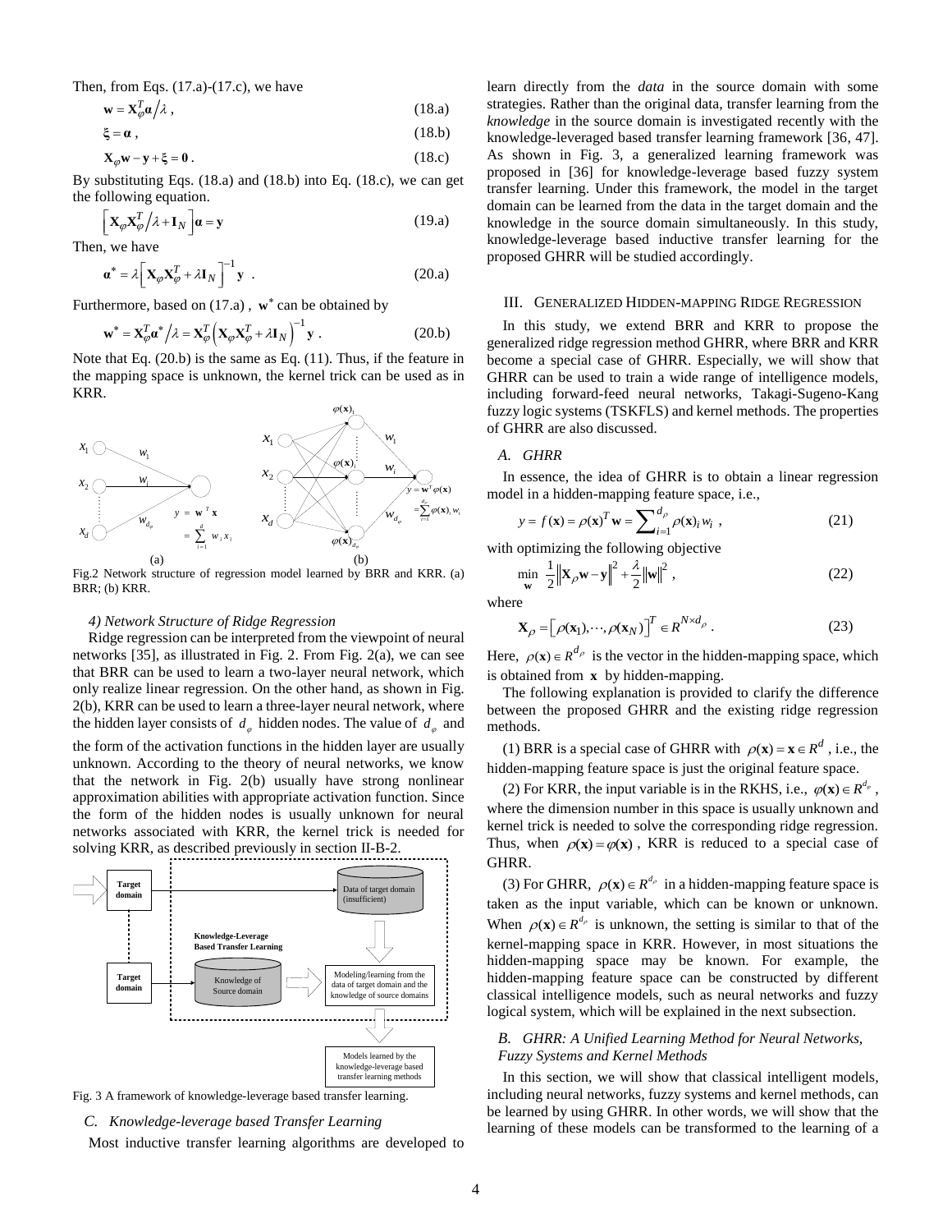Then, from Eqs. (17.a)-(17.c), we have

$$\mathbf{w} = \mathbf{X}_\varphi^T \boldsymbol{\alpha} / \lambda , \tag{18.a}$$

$$\boldsymbol{\xi} = \boldsymbol{\alpha} , \tag{18.b}$$

$$\mathbf{X}_\varphi \mathbf{w} - \mathbf{y} + \boldsymbol{\xi} = \mathbf{0} . \tag{18.c}$$

By substituting Eqs. (18.a) and (18.b) into Eq. (18.c), we can get the following equation.

$$\left[ \mathbf{X}_\varphi \mathbf{X}_\varphi^T / \lambda + \mathbf{I}_N \right] \boldsymbol{\alpha} = \mathbf{y} \tag{19.a}$$

Then, we have

$$\boldsymbol{\alpha}^* = \lambda \left[ \mathbf{X}_\varphi \mathbf{X}_\varphi^T + \lambda \mathbf{I}_N \right]^{-1} \mathbf{y} . \tag{20.a}$$

Furthermore, based on (17.a), $\mathbf{w}^*$ can be obtained by

$$\mathbf{w}^* = \mathbf{X}_\varphi^T \boldsymbol{\alpha}^* / \lambda = \mathbf{X}_\varphi^T \left( \mathbf{X}_\varphi \mathbf{X}_\varphi^T + \lambda \mathbf{I}_N \right)^{-1} \mathbf{y} . \tag{20.b}$$

Note that Eq. (20.b) is the same as Eq. (11). Thus, if the feature in the mapping space is unknown, the kernel trick can be used as in KRR.

Fig.2 Network structure of regression model learned by BRR and KRR. (a) BRR; (b) KRR.

#### 4) Network Structure of Ridge Regression

Ridge regression can be interpreted from the viewpoint of neural networks [35], as illustrated in Fig. 2. From Fig. 2(a), we can see that BRR can be used to learn a two-layer neural network, which only realize linear regression. On the other hand, as shown in Fig. 2(b), KRR can be used to learn a three-layer neural network, where the hidden layer consists of $d_\varphi$ hidden nodes. The value of $d_\varphi$ and the form of the activation functions in the hidden layer are usually unknown. According to the theory of neural networks, we know that the network in Fig. 2(b) usually have strong nonlinear approximation abilities with appropriate activation function. Since the form of the hidden nodes is usually unknown for neural networks associated with KRR, the kernel trick is needed for solving KRR, as described previously in section II-B-2.

Fig. 3 A framework of knowledge-leverage based transfer learning.

### C. Knowledge-leverage based Transfer Learning

Most inductive transfer learning algorithms are developed to learn directly from the *data* in the source domain with some strategies. Rather than the original data, transfer learning from the *knowledge* in the source domain is investigated recently with the knowledge-leveraged based transfer learning framework [36, 47]. As shown in Fig. 3, a generalized learning framework was proposed in [36] for knowledge-leverage based fuzzy system transfer learning. Under this framework, the model in the target domain can be learned from the data in the target domain and the knowledge in the source domain simultaneously. In this study, knowledge-leverage based inductive transfer learning for the proposed GHRR will be studied accordingly.

## III. Generalized Hidden-mapping Ridge Regression

In this study, we extend BRR and KRR to propose the generalized ridge regression method GHRR, where BRR and KRR become a special case of GHRR. Especially, we will show that GHRR can be used to train a wide range of intelligence models, including forward-feed neural networks, Takagi-Sugeno-Kang fuzzy logic systems (TSKFLS) and kernel methods. The properties of GHRR are also discussed.

### A. GHRR

In essence, the idea of GHRR is to obtain a linear regression model in a hidden-mapping feature space, i.e.,

$$y = f(\mathbf{x}) = \rho(\mathbf{x})^T \mathbf{w} = \sum_{i=1}^{d_\rho} \rho(\mathbf{x})_i w_i , \tag{21}$$

with optimizing the following objective

$$\min_{\mathbf{w}} \ \frac{1}{2} \left\| \mathbf{X}_\rho \mathbf{w} - \mathbf{y} \right\|^2 + \frac{\lambda}{2} \left\| \mathbf{w} \right\|^2 , \tag{22}$$

where

$$\mathbf{X}_\rho = \left[ \rho(\mathbf{x}_1), \cdots, \rho(\mathbf{x}_N) \right]^T \in R^{N \times d_\rho} . \tag{23}$$

Here, $\rho(\mathbf{x}) \in R^{d_\rho}$ is the vector in the hidden-mapping space, which is obtained from $\mathbf{x}$ by hidden-mapping.

The following explanation is provided to clarify the difference between the proposed GHRR and the existing ridge regression methods.

(1) BRR is a special case of GHRR with $\rho(\mathbf{x}) = \mathbf{x} \in R^d$, i.e., the hidden-mapping feature space is just the original feature space.

(2) For KRR, the input variable is in the RKHS, i.e., $\varphi(\mathbf{x}) \in R^{d_\varphi}$, where the dimension number in this space is usually unknown and kernel trick is needed to solve the corresponding ridge regression. Thus, when $\rho(\mathbf{x}) = \varphi(\mathbf{x})$, KRR is reduced to a special case of GHRR.

(3) For GHRR, $\rho(\mathbf{x}) \in R^{d_\rho}$ in a hidden-mapping feature space is taken as the input variable, which can be known or unknown. When $\rho(\mathbf{x}) \in R^{d_\rho}$ is unknown, the setting is similar to that of the kernel-mapping space in KRR. However, in most situations the hidden-mapping space may be known. For example, the hidden-mapping feature space can be constructed by different classical intelligence models, such as neural networks and fuzzy logical system, which will be explained in the next subsection.

### B. GHRR: A Unified Learning Method for Neural Networks, Fuzzy Systems and Kernel Methods

In this section, we will show that classical intelligent models, including neural networks, fuzzy systems and kernel methods, can be learned by using GHRR. In other words, we will show that the learning of these models can be transformed to the learning of a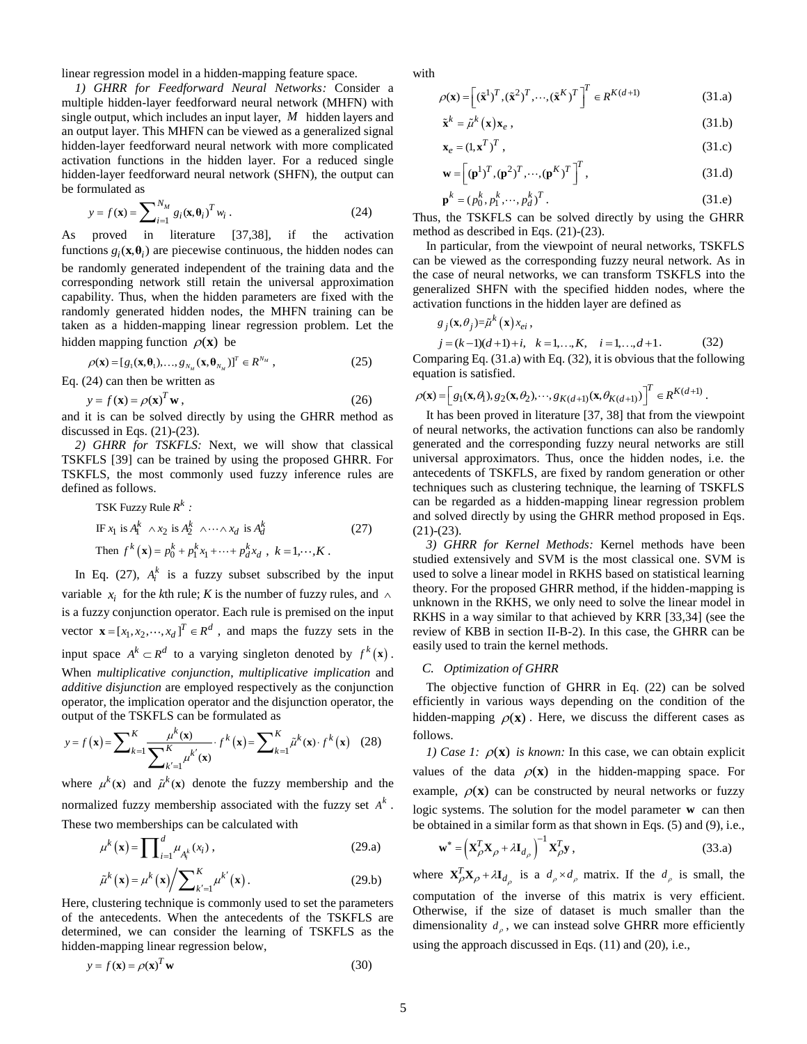linear regression model in a hidden-mapping feature space.

*1) GHRR for Feedforward Neural Networks:* Consider a multiple hidden-layer feedforward neural network (MHFN) with single output, which includes an input layer, $M$ hidden layers and an output layer. This MHFN can be viewed as a generalized signal hidden-layer feedforward neural network with more complicated activation functions in the hidden layer. For a reduced single hidden-layer feedforward neural network (SHFN), the output can be formulated as

$$y = f(\mathbf{x}) = \sum_{i=1}^{N_M} g_i(\mathbf{x}, \boldsymbol{\theta}_i)^T w_i . \tag{24}$$

As proved in literature [37,38], if the activation functions $g_i(\mathbf{x}, \boldsymbol{\theta}_i)$ are piecewise continuous, the hidden nodes can be randomly generated independent of the training data and the corresponding network still retain the universal approximation capability. Thus, when the hidden parameters are fixed with the randomly generated hidden nodes, the MHFN training can be taken as a hidden-mapping linear regression problem. Let the hidden mapping function $\rho(\mathbf{x})$ be

$$\rho(\mathbf{x}) = [g_1(\mathbf{x}, \boldsymbol{\theta}_1), \ldots, g_{N_M}(\mathbf{x}, \boldsymbol{\theta}_{N_M})]^T \in R^{N_M} , \tag{25}$$

Eq. (24) can then be written as

$$y = f(\mathbf{x}) = \rho(\mathbf{x})^T \mathbf{w} , \tag{26}$$

and it is can be solved directly by using the GHRR method as discussed in Eqs. (21)-(23).

*2) GHRR for TSKFLS:* Next, we will show that classical TSKFLS [39] can be trained by using the proposed GHRR. For TSKFLS, the most commonly used fuzzy inference rules are defined as follows.

$$\begin{aligned}
&\text{TSK Fuzzy Rule } R^k : \\
&\text{IF } x_1 \text{ is } A_1^k \wedge x_2 \text{ is } A_2^k \wedge \cdots \wedge x_d \text{ is } A_d^k \\
&\text{Then } f^k(\mathbf{x}) = p_0^k + p_1^k x_1 + \cdots + p_d^k x_d , \ k = 1, \cdots, K .
\end{aligned} \tag{27}$$

In Eq. (27), $A_i^k$ is a fuzzy subset subscribed by the input variable $x_i$ for the *k*th rule; *K* is the number of fuzzy rules, and $\wedge$ is a fuzzy conjunction operator. Each rule is premised on the input vector $\mathbf{x} = [x_1, x_2, \cdots, x_d]^T \in R^d$, and maps the fuzzy sets in the input space $A^k \subset R^d$ to a varying singleton denoted by $f^k(\mathbf{x})$. When *multiplicative conjunction*, *multiplicative implication* and *additive disjunction* are employed respectively as the conjunction operator, the implication operator and the disjunction operator, the output of the TSKFLS can be formulated as

$$y = f(\mathbf{x}) = \sum_{k=1}^{K} \frac{\mu^k(\mathbf{x})}{\sum_{k'=1}^{K} \mu^{k'}(\mathbf{x})} \cdot f^k(\mathbf{x}) = \sum_{k=1}^{K} \tilde{\mu}^k(\mathbf{x}) \cdot f^k(\mathbf{x}) \tag{28}$$

where $\mu^k(\mathbf{x})$ and $\tilde{\mu}^k(\mathbf{x})$ denote the fuzzy membership and the normalized fuzzy membership associated with the fuzzy set $A^k$. These two memberships can be calculated with

$$\mu^k(\mathbf{x}) = \prod_{i=1}^{d} \mu_{A_i^k}(x_i) , \tag{29.a}$$

$$\tilde{\mu}^k(\mathbf{x}) = \mu^k(\mathbf{x}) \Big/ \sum_{k'=1}^{K} \mu^{k'}(\mathbf{x}) . \tag{29.b}$$

Here, clustering technique is commonly used to set the parameters of the antecedents. When the antecedents of the TSKFLS are determined, we can consider the learning of TSKFLS as the hidden-mapping linear regression below,

$$y = f(\mathbf{x}) = \rho(\mathbf{x})^T \mathbf{w} \tag{30}$$

with

$$\rho(\mathbf{x}) = \left[ (\tilde{\mathbf{x}}^1)^T, (\tilde{\mathbf{x}}^2)^T, \cdots, (\tilde{\mathbf{x}}^K)^T \right]^T \in R^{K(d+1)} \tag{31.a}$$

$$\tilde{\mathbf{x}}^k = \tilde{\mu}^k(\mathbf{x}) \mathbf{x}_e , \tag{31.b}$$

$$\mathbf{x}_e = (1, \mathbf{x}^T)^T , \tag{31.c}$$

$$\mathbf{w} = \left[ (\mathbf{p}^1)^T, (\mathbf{p}^2)^T, \cdots, (\mathbf{p}^K)^T \right]^T , \tag{31.d}$$

$$\mathbf{p}^k = (p_0^k, p_1^k, \cdots, p_d^k)^T . \tag{31.e}$$

Thus, the TSKFLS can be solved directly by using the GHRR method as described in Eqs. (21)-(23).

In particular, from the viewpoint of neural networks, TSKFLS can be viewed as the corresponding fuzzy neural network. As in the case of neural networks, we can transform TSKFLS into the generalized SHFN with the specified hidden nodes, where the activation functions in the hidden layer are defined as

$$\begin{aligned}
&g_j(\mathbf{x}, \theta_j) = \tilde{\mu}^k(\mathbf{x}) x_{ei} , \\
&j = (k-1)(d+1) + i, \quad k = 1, \ldots, K, \quad i = 1, \ldots, d+1 .
\end{aligned} \tag{32}$$

Comparing Eq. (31.a) with Eq. (32), it is obvious that the following equation is satisfied.

$$\rho(\mathbf{x}) = \left[ g_1(\mathbf{x}, \theta_1), g_2(\mathbf{x}, \theta_2), \cdots, g_{K(d+1)}(\mathbf{x}, \theta_{K(d+1)}) \right]^T \in R^{K(d+1)} .$$

It has been proved in literature [37, 38] that from the viewpoint of neural networks, the activation functions can also be randomly generated and the corresponding fuzzy neural networks are still universal approximators. Thus, once the hidden nodes, i.e. the antecedents of TSKFLS, are fixed by random generation or other techniques such as clustering technique, the learning of TSKFLS can be regarded as a hidden-mapping linear regression problem and solved directly by using the GHRR method proposed in Eqs. (21)-(23).

*3) GHRR for Kernel Methods:* Kernel methods have been studied extensively and SVM is the most classical one. SVM is used to solve a linear model in RKHS based on statistical learning theory. For the proposed GHRR method, if the hidden-mapping is unknown in the RKHS, we only need to solve the linear model in RKHS in a way similar to that achieved by KRR [33,34] (see the review of KBB in section II-B-2). In this case, the GHRR can be easily used to train the kernel methods.

### C. Optimization of GHRR

The objective function of GHRR in Eq. (22) can be solved efficiently in various ways depending on the condition of the hidden-mapping $\rho(\mathbf{x})$. Here, we discuss the different cases as follows.

*1) Case 1: $\rho(\mathbf{x})$ is known:* In this case, we can obtain explicit values of the data $\rho(\mathbf{x})$ in the hidden-mapping space. For example, $\rho(\mathbf{x})$ can be constructed by neural networks or fuzzy logic systems. The solution for the model parameter $\mathbf{w}$ can then be obtained in a similar form as that shown in Eqs. (5) and (9), i.e.,

$$\mathbf{w}^* = \left( \mathbf{X}_\rho^T \mathbf{X}_\rho + \lambda \mathbf{I}_{d_\rho} \right)^{-1} \mathbf{X}_\rho^T \mathbf{y} , \tag{33.a}$$

where $\mathbf{X}_\rho^T \mathbf{X}_\rho + \lambda \mathbf{I}_{d_\rho}$ is a $d_\rho \times d_\rho$ matrix. If the $d_\rho$ is small, the computation of the inverse of this matrix is very efficient. Otherwise, if the size of dataset is much smaller than the dimensionality $d_\rho$, we can instead solve GHRR more efficiently using the approach discussed in Eqs. (11) and (20), i.e.,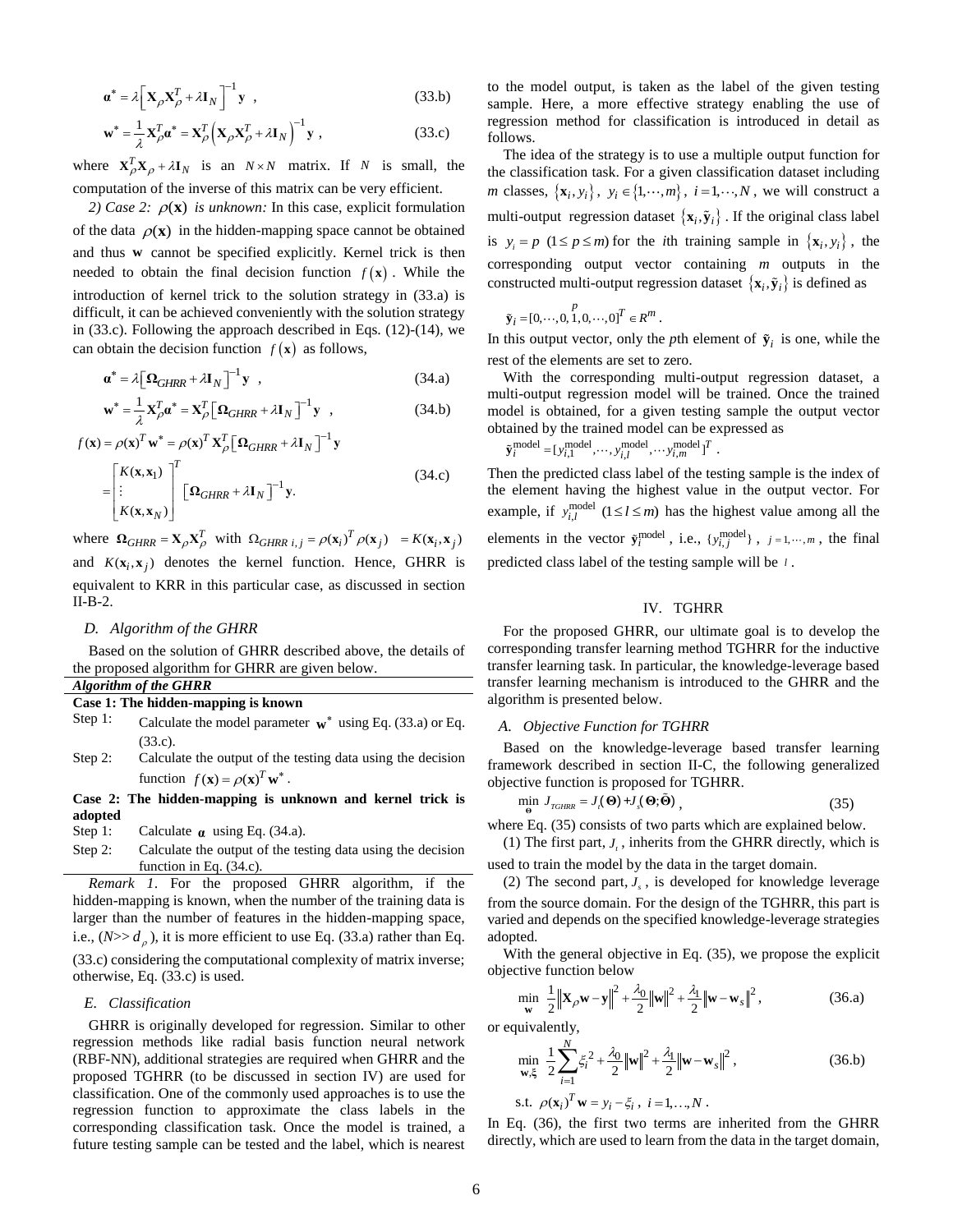$$\boldsymbol{\alpha}^* = \lambda\left[\mathbf{X}_\rho \mathbf{X}_\rho^T + \lambda \mathbf{I}_N\right]^{-1}\mathbf{y} \ , \tag{33.b}$$

$$\mathbf{w}^* = \frac{1}{\lambda}\mathbf{X}_\rho^T \boldsymbol{\alpha}^* = \mathbf{X}_\rho^T\left(\mathbf{X}_\rho \mathbf{X}_\rho^T + \lambda \mathbf{I}_N\right)^{-1}\mathbf{y} \ , \tag{33.c}$$

where $\mathbf{X}_\rho^T \mathbf{X}_\rho + \lambda \mathbf{I}_N$ is an $N \times N$ matrix. If $N$ is small, the computation of the inverse of this matrix can be very efficient.

*2) Case 2: $\rho(\mathbf{x})$ is unknown:* In this case, explicit formulation of the data $\rho(\mathbf{x})$ in the hidden-mapping space cannot be obtained and thus $\mathbf{w}$ cannot be specified explicitly. Kernel trick is then needed to obtain the final decision function $f(\mathbf{x})$. While the introduction of kernel trick to the solution strategy in (33.a) is difficult, it can be achieved conveniently with the solution strategy in (33.c). Following the approach described in Eqs. (12)-(14), we can obtain the decision function $f(\mathbf{x})$ as follows,

$$\boldsymbol{\alpha}^* = \lambda\left[\boldsymbol{\Omega}_{GHRR} + \lambda \mathbf{I}_N\right]^{-1}\mathbf{y} \ , \tag{34.a}$$

$$\mathbf{w}^* = \frac{1}{\lambda}\mathbf{X}_\rho^T \boldsymbol{\alpha}^* = \mathbf{X}_\rho^T\left[\boldsymbol{\Omega}_{GHRR} + \lambda \mathbf{I}_N\right]^{-1}\mathbf{y} \ , \tag{34.b}$$

$$f(\mathbf{x}) = \rho(\mathbf{x})^T\mathbf{w}^* = \rho(\mathbf{x})^T\mathbf{X}_\rho^T\left[\boldsymbol{\Omega}_{GHRR} + \lambda \mathbf{I}_N\right]^{-1}\mathbf{y}$$
$$= \begin{bmatrix} K(\mathbf{x},\mathbf{x}_1) \\ \vdots \\ K(\mathbf{x},\mathbf{x}_N) \end{bmatrix}^T \left[\boldsymbol{\Omega}_{GHRR} + \lambda \mathbf{I}_N\right]^{-1}\mathbf{y}. \tag{34.c}$$

where $\boldsymbol{\Omega}_{GHRR} = \mathbf{X}_\rho \mathbf{X}_\rho^T$ with $\Omega_{GHRR\ i,j} = \rho(\mathbf{x}_i)^T\rho(\mathbf{x}_j) \ = K(\mathbf{x}_i,\mathbf{x}_j)$ and $K(\mathbf{x}_i,\mathbf{x}_j)$ denotes the kernel function. Hence, GHRR is equivalent to KRR in this particular case, as discussed in section II-B-2.

### *D. Algorithm of the GHRR*

Based on the solution of GHRR described above, the details of the proposed algorithm for GHRR are given below.

***Algorithm of the GHRR***

**Case 1: The hidden-mapping is known**

Step 1: Calculate the model parameter $\mathbf{w}^*$ using Eq. (33.a) or Eq. (33.c).

Step 2: Calculate the output of the testing data using the decision function $f(\mathbf{x}) = \rho(\mathbf{x})^T\mathbf{w}^*$.

**Case 2: The hidden-mapping is unknown and kernel trick is adopted**

Step 1: Calculate $\boldsymbol{\alpha}$ using Eq. (34.a).

Step 2: Calculate the output of the testing data using the decision function in Eq. (34.c).

*Remark 1*. For the proposed GHRR algorithm, if the hidden-mapping is known, when the number of the training data is larger than the number of features in the hidden-mapping space, i.e., ($N$>> $d_\rho$), it is more efficient to use Eq. (33.a) rather than Eq. (33.c) considering the computational complexity of matrix inverse; otherwise, Eq. (33.c) is used.

### *E. Classification*

GHRR is originally developed for regression. Similar to other regression methods like radial basis function neural network (RBF-NN), additional strategies are required when GHRR and the proposed TGHRR (to be discussed in section IV) are used for classification. One of the commonly used approaches is to use the regression function to approximate the class labels in the corresponding classification task. Once the model is trained, a future testing sample can be tested and the label, which is nearest to the model output, is taken as the label of the given testing sample. Here, a more effective strategy enabling the use of regression method for classification is introduced in detail as follows.

The idea of the strategy is to use a multiple output function for the classification task. For a given classification dataset including $m$ classes, $\{\mathbf{x}_i, y_i\}$, $y_i \in \{1,\cdots,m\}$, $i = 1,\cdots,N$, we will construct a multi-output regression dataset $\{\mathbf{x}_i, \tilde{\mathbf{y}}_i\}$. If the original class label is $y_i = p$ $(1 \le p \le m)$ for the $i$th training sample in $\{\mathbf{x}_i, y_i\}$, the corresponding output vector containing $m$ outputs in the constructed multi-output regression dataset $\{\mathbf{x}_i, \tilde{\mathbf{y}}_i\}$ is defined as

$$\tilde{\mathbf{y}}_i = [0,\cdots,0,\overset{p}{1},0,\cdots,0]^T \in R^m .$$

In this output vector, only the $p$th element of $\tilde{\mathbf{y}}_i$ is one, while the rest of the elements are set to zero.

With the corresponding multi-output regression dataset, a multi-output regression model will be trained. Once the trained model is obtained, for a given testing sample the output vector obtained by the trained model can be expressed as

$$\tilde{\mathbf{y}}_i^{\text{model}} = [y_{i,1}^{\text{model}},\cdots,y_{i,l}^{\text{model}},\cdots y_{i,m}^{\text{model}}]^T .$$

Then the predicted class label of the testing sample is the index of the element having the highest value in the output vector. For example, if $y_{i,l}^{\text{model}}$ $(1 \le l \le m)$ has the highest value among all the elements in the vector $\tilde{\mathbf{y}}_i^{\text{model}}$, i.e., $\{y_{i,j}^{\text{model}}\}$, $j = 1,\cdots,m$, the final predicted class label of the testing sample will be $l$.

## IV. TGHRR

For the proposed GHRR, our ultimate goal is to develop the corresponding transfer learning method TGHRR for the inductive transfer learning task. In particular, the knowledge-leverage based transfer learning mechanism is introduced to the GHRR and the algorithm is presented below.

### *A. Objective Function for TGHRR*

Based on the knowledge-leverage based transfer learning framework described in section II-C, the following generalized objective function is proposed for TGHRR.

$$\min_{\boldsymbol{\Theta}} \ J_{TGHRR} = J_t(\boldsymbol{\Theta}) + J_s(\boldsymbol{\Theta};\tilde{\boldsymbol{\Theta}}) , \tag{35}$$

where Eq. (35) consists of two parts which are explained below.

(1) The first part, $J_t$, inherits from the GHRR directly, which is used to train the model by the data in the target domain.

(2) The second part, $J_s$, is developed for knowledge leverage from the source domain. For the design of the TGHRR, this part is varied and depends on the specified knowledge-leverage strategies adopted.

With the general objective in Eq. (35), we propose the explicit objective function below

$$\min_{\mathbf{w}} \ \frac{1}{2}\left\|\mathbf{X}_\rho \mathbf{w} - \mathbf{y}\right\|^2 + \frac{\lambda_0}{2}\left\|\mathbf{w}\right\|^2 + \frac{\lambda_1}{2}\left\|\mathbf{w} - \mathbf{w}_s\right\|^2 , \tag{36.a}$$

or equivalently,

$$\min_{\mathbf{w},\boldsymbol{\xi}} \ \frac{1}{2}\sum_{i=1}^{N}\xi_i^2 + \frac{\lambda_0}{2}\left\|\mathbf{w}\right\|^2 + \frac{\lambda_1}{2}\left\|\mathbf{w} - \mathbf{w}_s\right\|^2 , \tag{36.b}$$
$$\text{s.t. } \rho(\mathbf{x}_i)^T\mathbf{w} = y_i - \xi_i , \ i = 1,\ldots,N .$$

In Eq. (36), the first two terms are inherited from the GHRR directly, which are used to learn from the data in the target domain,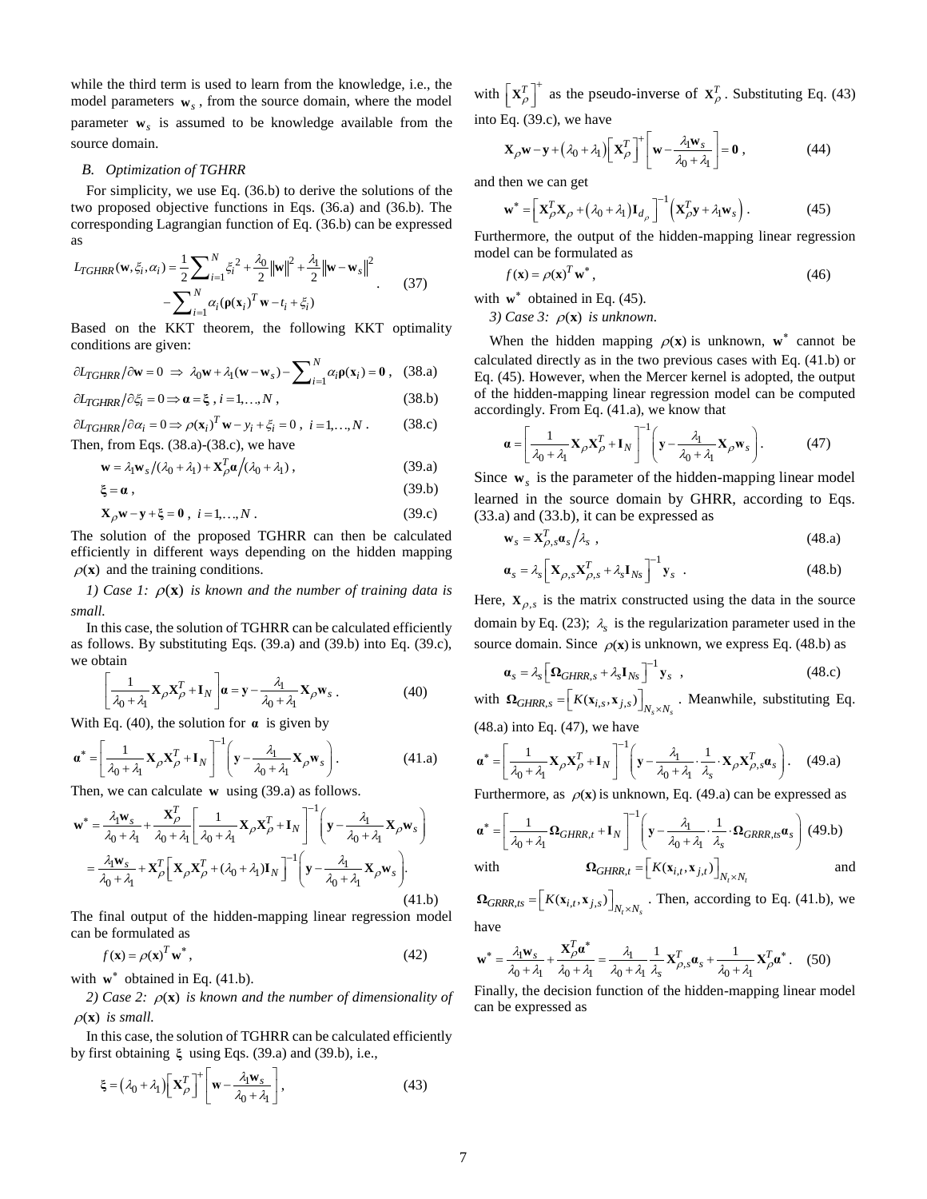while the third term is used to learn from the knowledge, i.e., the model parameters $\mathbf{w}_s$, from the source domain, where the model parameter $\mathbf{w}_s$ is assumed to be knowledge available from the source domain.

### *B. Optimization of TGHRR*

For simplicity, we use Eq. (36.b) to derive the solutions of the two proposed objective functions in Eqs. (36.a) and (36.b). The corresponding Lagrangian function of Eq. (36.b) can be expressed as

$$
\begin{aligned}
L_{TGHRR}(\mathbf{w},\xi_i,\alpha_i) = \frac{1}{2}\sum_{i=1}^{N}\xi_i^2 + \frac{\lambda_0}{2}\|\mathbf{w}\|^2 + \frac{\lambda_1}{2}\|\mathbf{w}-\mathbf{w}_s\|^2 \\
-\sum_{i=1}^{N}\alpha_i(\boldsymbol{\rho}(\mathbf{x}_i)^T\mathbf{w} - t_i + \xi_i)
\end{aligned} \quad (37)
$$

Based on the KKT theorem, the following KKT optimality conditions are given:

$$\partial L_{TGHRR}/\partial \mathbf{w} = 0 \Rightarrow \lambda_0\mathbf{w} + \lambda_1(\mathbf{w}-\mathbf{w}_s) - \sum_{i=1}^{N}\alpha_i\boldsymbol{\rho}(\mathbf{x}_i) = \mathbf{0}, \quad (38.a)$$

$$\partial L_{TGHRR}/\partial \xi_i = 0 \Rightarrow \boldsymbol{\alpha} = \boldsymbol{\xi},\ i = 1,\ldots,N, \quad (38.b)$$

$$\partial L_{TGHRR}/\partial \alpha_i = 0 \Rightarrow \rho(\mathbf{x}_i)^T\mathbf{w} - y_i + \xi_i = 0,\ i = 1,\ldots,N. \quad (38.c)$$

Then, from Eqs. (38.a)-(38.c), we have

$$\mathbf{w} = \lambda_1\mathbf{w}_s/(\lambda_0+\lambda_1) + \mathbf{X}_\rho^T\boldsymbol{\alpha}/(\lambda_0+\lambda_1), \quad (39.a)$$

$$\boldsymbol{\xi} = \boldsymbol{\alpha}, \quad (39.b)$$

$$\mathbf{X}_\rho\mathbf{w} - \mathbf{y} + \boldsymbol{\xi} = \mathbf{0},\ i = 1,\ldots,N. \quad (39.c)$$

The solution of the proposed TGHRR can then be calculated efficiently in different ways depending on the hidden mapping $\rho(\mathbf{x})$ and the training conditions.

*1) Case 1: $\rho(\mathbf{x})$ is known and the number of training data is small.*

In this case, the solution of TGHRR can be calculated efficiently as follows. By substituting Eqs. (39.a) and (39.b) into Eq. (39.c), we obtain

$$\left[\frac{1}{\lambda_0+\lambda_1}\mathbf{X}_\rho\mathbf{X}_\rho^T + \mathbf{I}_N\right]\boldsymbol{\alpha} = \mathbf{y} - \frac{\lambda_1}{\lambda_0+\lambda_1}\mathbf{X}_\rho\mathbf{w}_s. \quad (40)$$

With Eq. (40), the solution for $\boldsymbol{\alpha}$ is given by

$$\boldsymbol{\alpha}^* = \left[\frac{1}{\lambda_0+\lambda_1}\mathbf{X}_\rho\mathbf{X}_\rho^T + \mathbf{I}_N\right]^{-1}\left(\mathbf{y} - \frac{\lambda_1}{\lambda_0+\lambda_1}\mathbf{X}_\rho\mathbf{w}_s\right). \quad (41.a)$$

Then, we can calculate $\mathbf{w}$ using (39.a) as follows.

$$
\begin{aligned}
\mathbf{w}^* &= \frac{\lambda_1\mathbf{w}_s}{\lambda_0+\lambda_1} + \frac{\mathbf{X}_\rho^T}{\lambda_0+\lambda_1}\left[\frac{1}{\lambda_0+\lambda_1}\mathbf{X}_\rho\mathbf{X}_\rho^T + \mathbf{I}_N\right]^{-1}\left(\mathbf{y} - \frac{\lambda_1}{\lambda_0+\lambda_1}\mathbf{X}_\rho\mathbf{w}_s\right) \\
&= \frac{\lambda_1\mathbf{w}_s}{\lambda_0+\lambda_1} + \mathbf{X}_\rho^T\left[\mathbf{X}_\rho\mathbf{X}_\rho^T + (\lambda_0+\lambda_1)\mathbf{I}_N\right]^{-1}\left(\mathbf{y} - \frac{\lambda_1}{\lambda_0+\lambda_1}\mathbf{X}_\rho\mathbf{w}_s\right).
\end{aligned} \quad (41.b)
$$

The final output of the hidden-mapping linear regression model can be formulated as

$$f(\mathbf{x}) = \rho(\mathbf{x})^T\mathbf{w}^*, \quad (42)$$

with $\mathbf{w}^*$ obtained in Eq. (41.b).

*2) Case 2: $\rho(\mathbf{x})$ is known and the number of dimensionality of $\rho(\mathbf{x})$ is small.*

In this case, the solution of TGHRR can be calculated efficiently by first obtaining $\boldsymbol{\xi}$ using Eqs. (39.a) and (39.b), i.e.,

$$\boldsymbol{\xi} = (\lambda_0+\lambda_1)\left[\mathbf{X}_\rho^T\right]^+\left[\mathbf{w} - \frac{\lambda_1\mathbf{w}_s}{\lambda_0+\lambda_1}\right], \quad (43)$$

with $\left[\mathbf{X}_\rho^T\right]^+$ as the pseudo-inverse of $\mathbf{X}_\rho^T$. Substituting Eq. (43) into Eq. (39.c), we have

$$\mathbf{X}_\rho\mathbf{w} - \mathbf{y} + (\lambda_0+\lambda_1)\left[\mathbf{X}_\rho^T\right]^+\left[\mathbf{w} - \frac{\lambda_1\mathbf{w}_s}{\lambda_0+\lambda_1}\right] = \mathbf{0}, \quad (44)$$

and then we can get

$$\mathbf{w}^* = \left[\mathbf{X}_\rho^T\mathbf{X}_\rho + (\lambda_0+\lambda_1)\mathbf{I}_{d_\rho}\right]^{-1}\left(\mathbf{X}_\rho^T\mathbf{y} + \lambda_1\mathbf{w}_s\right). \quad (45)$$

Furthermore, the output of the hidden-mapping linear regression model can be formulated as

$$f(\mathbf{x}) = \rho(\mathbf{x})^T\mathbf{w}^*, \quad (46)$$

with $\mathbf{w}^*$ obtained in Eq. (45).

*3) Case 3: $\rho(\mathbf{x})$ is unknown.*

When the hidden mapping $\rho(\mathbf{x})$ is unknown, $\mathbf{w}^*$ cannot be calculated directly as in the two previous cases with Eq. (41.b) or Eq. (45). However, when the Mercer kernel is adopted, the output of the hidden-mapping linear regression model can be computed accordingly. From Eq. (41.a), we know that

$$\boldsymbol{\alpha} = \left[\frac{1}{\lambda_0+\lambda_1}\mathbf{X}_\rho\mathbf{X}_\rho^T + \mathbf{I}_N\right]^{-1}\left(\mathbf{y} - \frac{\lambda_1}{\lambda_0+\lambda_1}\mathbf{X}_\rho\mathbf{w}_s\right). \quad (47)$$

Since $\mathbf{w}_s$ is the parameter of the hidden-mapping linear model learned in the source domain by GHRR, according to Eqs. (33.a) and (33.b), it can be expressed as

$$\mathbf{w}_s = \mathbf{X}_{\rho,s}^T\boldsymbol{\alpha}_s/\lambda_s, \quad (48.a)$$

$$\boldsymbol{\alpha}_s = \lambda_s\left[\mathbf{X}_{\rho,s}\mathbf{X}_{\rho,s}^T + \lambda_s\mathbf{I}_{Ns}\right]^{-1}\mathbf{y}_s. \quad (48.b)$$

Here, $\mathbf{X}_{\rho,s}$ is the matrix constructed using the data in the source domain by Eq. (23); $\lambda_s$ is the regularization parameter used in the source domain. Since $\rho(\mathbf{x})$ is unknown, we express Eq. (48.b) as

$$\boldsymbol{\alpha}_s = \lambda_s\left[\boldsymbol{\Omega}_{GHRR,s} + \lambda_s\mathbf{I}_{Ns}\right]^{-1}\mathbf{y}_s, \quad (48.c)$$

with $\boldsymbol{\Omega}_{GHRR,s} = \left[K(\mathbf{x}_{i,s},\mathbf{x}_{j,s})\right]_{N_s\times N_s}$. Meanwhile, substituting Eq. (48.a) into Eq. (47), we have

$$\boldsymbol{\alpha}^* = \left[\frac{1}{\lambda_0+\lambda_1}\mathbf{X}_\rho\mathbf{X}_\rho^T + \mathbf{I}_N\right]^{-1}\left(\mathbf{y} - \frac{\lambda_1}{\lambda_0+\lambda_1}\cdot\frac{1}{\lambda_s}\cdot\mathbf{X}_\rho\mathbf{X}_{\rho,s}^T\boldsymbol{\alpha}_s\right). \quad (49.a)$$

Furthermore, as $\rho(\mathbf{x})$ is unknown, Eq. (49.a) can be expressed as

$$\boldsymbol{\alpha}^* = \left[\frac{1}{\lambda_0+\lambda_1}\boldsymbol{\Omega}_{GHRR,t} + \mathbf{I}_N\right]^{-1}\left(\mathbf{y} - \frac{\lambda_1}{\lambda_0+\lambda_1}\cdot\frac{1}{\lambda_s}\cdot\boldsymbol{\Omega}_{GRRR,ts}\boldsymbol{\alpha}_s\right) \quad (49.b)$$

with $\boldsymbol{\Omega}_{GHRR,t} = \left[K(\mathbf{x}_{i,t},\mathbf{x}_{j,t})\right]_{N_t\times N_t}$ and $\boldsymbol{\Omega}_{GRRR,ts} = \left[K(\mathbf{x}_{i,t},\mathbf{x}_{j,s})\right]_{N_t\times N_s}$. Then, according to Eq. (41.b), we have

$$\mathbf{w}^* = \frac{\lambda_1\mathbf{w}_s}{\lambda_0+\lambda_1} + \frac{\mathbf{X}_\rho^T\boldsymbol{\alpha}^*}{\lambda_0+\lambda_1} = \frac{\lambda_1}{\lambda_0+\lambda_1}\frac{1}{\lambda_s}\mathbf{X}_{\rho,s}^T\boldsymbol{\alpha}_s + \frac{1}{\lambda_0+\lambda_1}\mathbf{X}_\rho^T\boldsymbol{\alpha}^*. \quad (50)$$

Finally, the decision function of the hidden-mapping linear model can be expressed as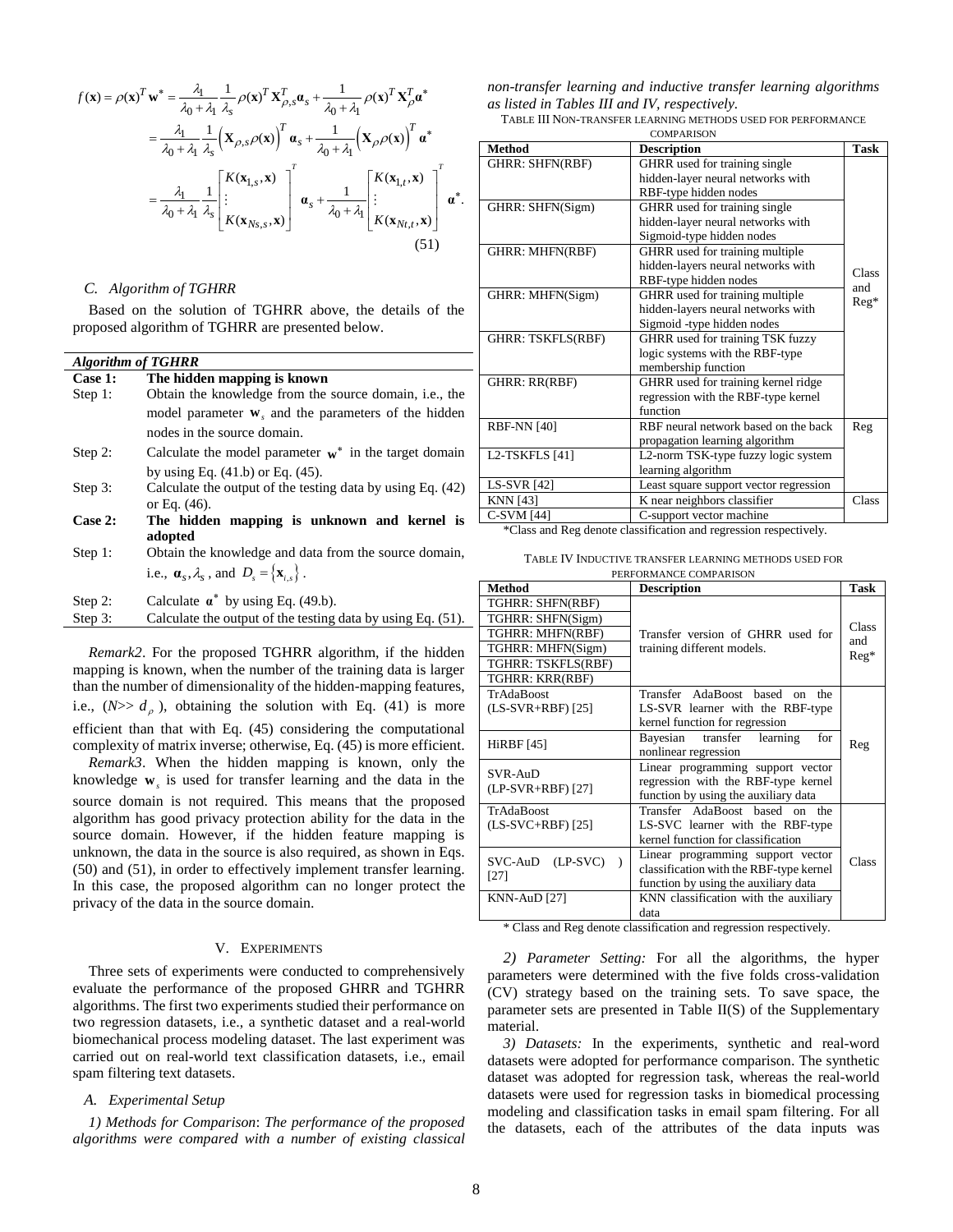$$f(\mathbf{x}) = \rho(\mathbf{x})^T \mathbf{w}^* = \frac{\lambda_1}{\lambda_0+\lambda_1}\frac{1}{\lambda_s}\rho(\mathbf{x})^T \mathbf{X}_{\rho,s}^T \boldsymbol{\alpha}_s + \frac{1}{\lambda_0+\lambda_1}\rho(\mathbf{x})^T \mathbf{X}_{\rho}^T \boldsymbol{\alpha}^*$$
$$= \frac{\lambda_1}{\lambda_0+\lambda_1}\frac{1}{\lambda_s}\left(\mathbf{X}_{\rho,s}\rho(\mathbf{x})\right)^T \boldsymbol{\alpha}_s + \frac{1}{\lambda_0+\lambda_1}\left(\mathbf{X}_{\rho}\rho(\mathbf{x})\right)^T \boldsymbol{\alpha}^*$$
$$= \frac{\lambda_1}{\lambda_0+\lambda_1}\frac{1}{\lambda_s}\begin{bmatrix} K(\mathbf{x}_{1,s},\mathbf{x}) \\ \vdots \\ K(\mathbf{x}_{Ns,s},\mathbf{x}) \end{bmatrix}^T \boldsymbol{\alpha}_s + \frac{1}{\lambda_0+\lambda_1}\begin{bmatrix} K(\mathbf{x}_{1,t},\mathbf{x}) \\ \vdots \\ K(\mathbf{x}_{Nt,t},\mathbf{x}) \end{bmatrix}^T \boldsymbol{\alpha}^*. \tag{51}$$

### C. Algorithm of TGHRR

Based on the solution of TGHRR above, the details of the proposed algorithm of TGHRR are presented below.

***Algorithm of TGHRR***

| | |
|---|---|
| **Case 1:** | **The hidden mapping is known** |
| Step 1: | Obtain the knowledge from the source domain, i.e., the model parameter $\mathbf{w}_s$ and the parameters of the hidden nodes in the source domain. |
| Step 2: | Calculate the model parameter $\mathbf{w}^*$ in the target domain by using Eq. (41.b) or Eq. (45). |
| Step 3: | Calculate the output of the testing data by using Eq. (42) or Eq. (46). |
| **Case 2:** | **The hidden mapping is unknown and kernel is adopted** |
| Step 1: | Obtain the knowledge and data from the source domain, i.e., $\boldsymbol{\alpha}_s, \lambda_s$, and $D_s = \{\mathbf{x}_{i,s}\}$. |
| Step 2: | Calculate $\boldsymbol{\alpha}^*$ by using Eq. (49.b). |
| Step 3: | Calculate the output of the testing data by using Eq. (51). |

*Remark2*. For the proposed TGHRR algorithm, if the hidden mapping is known, when the number of the training data is larger than the number of dimensionality of the hidden-mapping features, i.e., ($N \gg d_\rho$), obtaining the solution with Eq. (41) is more efficient than that with Eq. (45) considering the computational complexity of matrix inverse; otherwise, Eq. (45) is more efficient.

*Remark3*. When the hidden mapping is known, only the knowledge $\mathbf{w}_s$ is used for transfer learning and the data in the source domain is not required. This means that the proposed algorithm has good privacy protection ability for the data in the source domain. However, if the hidden feature mapping is unknown, the data in the source is also required, as shown in Eqs. (50) and (51), in order to effectively implement transfer learning. In this case, the proposed algorithm can no longer protect the privacy of the data in the source domain.

## V. Experiments

Three sets of experiments were conducted to comprehensively evaluate the performance of the proposed GHRR and TGHRR algorithms. The first two experiments studied their performance on two regression datasets, i.e., a synthetic dataset and a real-world biomechanical process modeling dataset. The last experiment was carried out on real-world text classification datasets, i.e., email spam filtering text datasets.

### A. Experimental Setup

*1) Methods for Comparison*: *The performance of the proposed algorithms were compared with a number of existing classical non-transfer learning and inductive transfer learning algorithms as listed in Tables III and IV, respectively.*

TABLE III Non-transfer learning methods used for performance comparison

| Method | Description | Task |
|---|---|---|
| GHRR: SHFN(RBF) | GHRR used for training single hidden-layer neural networks with RBF-type hidden nodes | Class and Reg* |
| GHRR: SHFN(Sigm) | GHRR used for training single hidden-layer neural networks with Sigmoid-type hidden nodes | |
| GHRR: MHFN(RBF) | GHRR used for training multiple hidden-layers neural networks with RBF-type hidden nodes | |
| GHRR: MHFN(Sigm) | GHRR used for training multiple hidden-layers neural networks with Sigmoid -type hidden nodes | |
| GHRR: TSKFLS(RBF) | GHRR used for training TSK fuzzy logic systems with the RBF-type membership function | |
| GHRR: RR(RBF) | GHRR used for training kernel ridge regression with the RBF-type kernel function | |
| RBF-NN [40] | RBF neural network based on the back propagation learning algorithm | Reg |
| L2-TSKFLS [41] | L2-norm TSK-type fuzzy logic system learning algorithm | |
| LS-SVR [42] | Least square support vector regression | |
| KNN [43] | K near neighbors classifier | Class |
| C-SVM [44] | C-support vector machine | |

*Class and Reg denote classification and regression respectively.

TABLE IV Inductive transfer learning methods used for performance comparison

| Method | Description | Task |
|---|---|---|
| TGHRR: SHFN(RBF) | Transfer version of GHRR used for training different models. | Class and Reg* |
| TGHRR: SHFN(Sigm) | | |
| TGHRR: MHFN(RBF) | | |
| TGHRR: MHFN(Sigm) | | |
| TGHRR: TSKFLS(RBF) | | |
| TGHRR: KRR(RBF) | | |
| TrAdaBoost (LS-SVR+RBF) [25] | Transfer AdaBoost based on the LS-SVR learner with the RBF-type kernel function for regression | Reg |
| HiRBF [45] | Bayesian transfer learning for nonlinear regression | |
| SVR-AuD (LP-SVR+RBF) [27] | Linear programming support vector regression with the RBF-type kernel function by using the auxiliary data | |
| TrAdaBoost (LS-SVC+RBF) [25] | Transfer AdaBoost based on the LS-SVC learner with the RBF-type kernel function for classification | Class |
| SVC-AuD (LP-SVC) [27] | Linear programming support vector classification with the RBF-type kernel function by using the auxiliary data | |
| KNN-AuD [27] | KNN classification with the auxiliary data | |

\* Class and Reg denote classification and regression respectively.

*2) Parameter Setting:* For all the algorithms, the hyper parameters were determined with the five folds cross-validation (CV) strategy based on the training sets. To save space, the parameter sets are presented in Table II(S) of the Supplementary material.

*3) Datasets:* In the experiments, synthetic and real-word datasets were adopted for performance comparison. The synthetic dataset was adopted for regression task, whereas the real-world datasets were used for regression tasks in biomedical processing modeling and classification tasks in email spam filtering. For all the datasets, each of the attributes of the data inputs was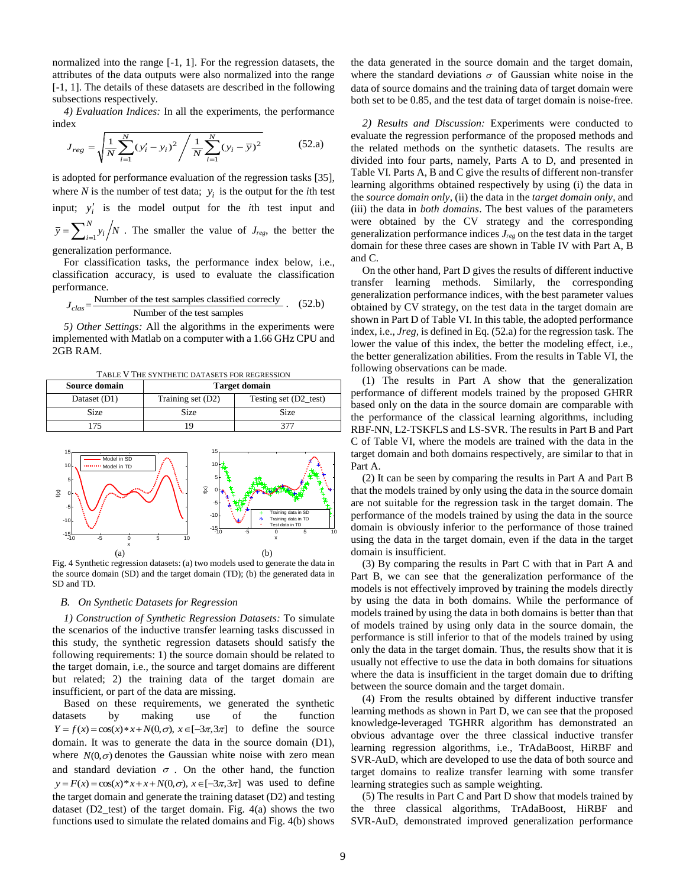normalized into the range [-1, 1]. For the regression datasets, the attributes of the data outputs were also normalized into the range [-1, 1]. The details of these datasets are described in the following subsections respectively.

*4) Evaluation Indices:* In all the experiments, the performance index

$$J_{reg} = \sqrt{\frac{1}{N}\sum_{i=1}^{N}(y_i' - y_i)^2 \Bigg/ \frac{1}{N}\sum_{i=1}^{N}(y_i - \bar{y})^2} \tag{52.a}$$

is adopted for performance evaluation of the regression tasks [35], where $N$ is the number of test data; $y_i$ is the output for the $i$th test input; $y_i'$ is the model output for the $i$th test input and $\bar{y} = \sum_{i=1}^{N} y_i \Big/ N$ . The smaller the value of $J_{reg}$, the better the generalization performance.

For classification tasks, the performance index below, i.e., classification accuracy, is used to evaluate the classification performance.

$$J_{clas} = \frac{\text{Number of the test samples classified correcly}}{\text{Number of the test samples}} . \tag{52.b}$$

*5) Other Settings:* All the algorithms in the experiments were implemented with Matlab on a computer with a 1.66 GHz CPU and 2GB RAM.

TABLE V THE SYNTHETIC DATASETS FOR REGRESSION

| Source domain | Target domain | |
|---|---|---|
| Dataset (D1) | Training set (D2) | Testing set (D2_test) |
| Size | Size | Size |
| 175 | 19 | 377 |

Fig. 4 Synthetic regression datasets: (a) two models used to generate the data in the source domain (SD) and the target domain (TD); (b) the generated data in SD and TD.

## B. On Synthetic Datasets for Regression

*1) Construction of Synthetic Regression Datasets:* To simulate the scenarios of the inductive transfer learning tasks discussed in this study, the synthetic regression datasets should satisfy the following requirements: 1) the source domain should be related to the target domain, i.e., the source and target domains are different but related; 2) the training data of the target domain are insufficient, or part of the data are missing.

Based on these requirements, we generated the synthetic datasets by making use of the function $Y = f(x) = \cos(x) * x + N(0,\sigma),\ x \in [-3\pi, 3\pi]$ to define the source domain. It was to generate the data in the source domain (D1), where $N(0,\sigma)$ denotes the Gaussian white noise with zero mean and standard deviation $\sigma$ . On the other hand, the function $y = F(x) = \cos(x) * x + x + N(0,\sigma),\ x \in [-3\pi, 3\pi]$ was used to define the target domain and generate the training dataset (D2) and testing dataset (D2_test) of the target domain. Fig. 4(a) shows the two functions used to simulate the related domains and Fig. 4(b) shows the data generated in the source domain and the target domain, where the standard deviations $\sigma$ of Gaussian white noise in the data of source domains and the training data of target domain were both set to be 0.85, and the test data of target domain is noise-free.

*2) Results and Discussion:* Experiments were conducted to evaluate the regression performance of the proposed methods and the related methods on the synthetic datasets. The results are divided into four parts, namely, Parts A to D, and presented in Table VI. Parts A, B and C give the results of different non-transfer learning algorithms obtained respectively by using (i) the data in the *source domain only*, (ii) the data in the *target domain only*, and (iii) the data in *both domains*. The best values of the parameters were obtained by the CV strategy and the corresponding generalization performance indices $J_{reg}$ on the test data in the target domain for these three cases are shown in Table IV with Part A, B and C.

On the other hand, Part D gives the results of different inductive transfer learning methods. Similarly, the corresponding generalization performance indices, with the best parameter values obtained by CV strategy, on the test data in the target domain are shown in Part D of Table VI. In this table, the adopted performance index, i.e., *Jreg*, is defined in Eq. (52.a) for the regression task. The lower the value of this index, the better the modeling effect, i.e., the better generalization abilities. From the results in Table VI, the following observations can be made.

(1) The results in Part A show that the generalization performance of different models trained by the proposed GHRR based only on the data in the source domain are comparable with the performance of the classical learning algorithms, including RBF-NN, L2-TSKFLS and LS-SVR. The results in Part B and Part C of Table VI, where the models are trained with the data in the target domain and both domains respectively, are similar to that in Part A.

(2) It can be seen by comparing the results in Part A and Part B that the models trained by only using the data in the source domain are not suitable for the regression task in the target domain. The performance of the models trained by using the data in the source domain is obviously inferior to the performance of those trained using the data in the target domain, even if the data in the target domain is insufficient.

(3) By comparing the results in Part C with that in Part A and Part B, we can see that the generalization performance of the models is not effectively improved by training the models directly by using the data in both domains. While the performance of models trained by using the data in both domains is better than that of models trained by using only data in the source domain, the performance is still inferior to that of the models trained by using only the data in the target domain. Thus, the results show that it is usually not effective to use the data in both domains for situations where the data is insufficient in the target domain due to drifting between the source domain and the target domain.

(4) From the results obtained by different inductive transfer learning methods as shown in Part D, we can see that the proposed knowledge-leveraged TGHRR algorithm has demonstrated an obvious advantage over the three classical inductive transfer learning regression algorithms, i.e., TrAdaBoost, HiRBF and SVR-AuD, which are developed to use the data of both source and target domains to realize transfer learning with some transfer learning strategies such as sample weighting.

(5) The results in Part C and Part D show that models trained by the three classical algorithms, TrAdaBoost, HiRBF and SVR-AuD, demonstrated improved generalization performance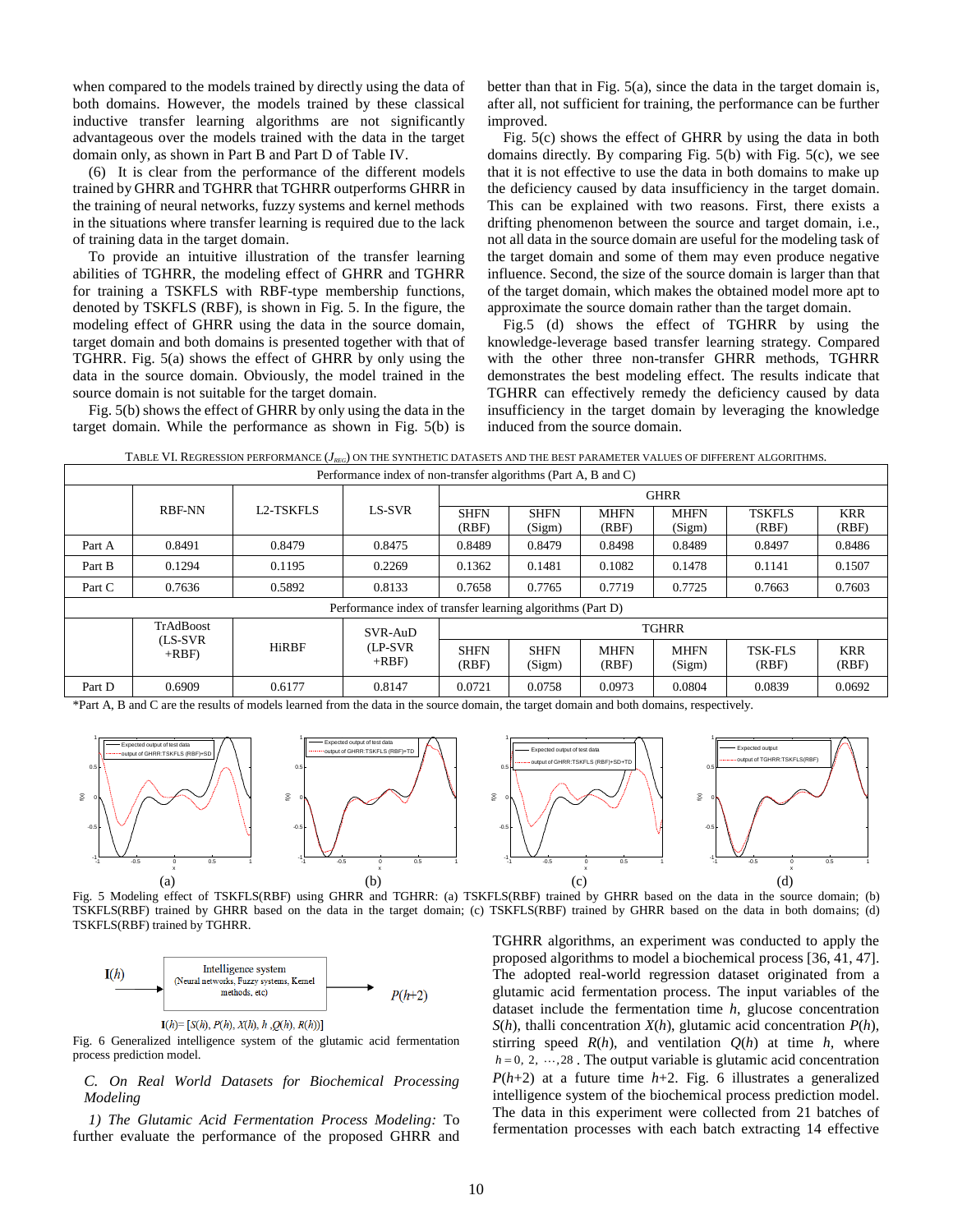when compared to the models trained by directly using the data of both domains. However, the models trained by these classical inductive transfer learning algorithms are not significantly advantageous over the models trained with the data in the target domain only, as shown in Part B and Part D of Table IV.

(6) It is clear from the performance of the different models trained by GHRR and TGHRR that TGHRR outperforms GHRR in the training of neural networks, fuzzy systems and kernel methods in the situations where transfer learning is required due to the lack of training data in the target domain.

To provide an intuitive illustration of the transfer learning abilities of TGHRR, the modeling effect of GHRR and TGHRR for training a TSKFLS with RBF-type membership functions, denoted by TSKFLS (RBF), is shown in Fig. 5. In the figure, the modeling effect of GHRR using the data in the source domain, target domain and both domains is presented together with that of TGHRR. Fig. 5(a) shows the effect of GHRR by only using the data in the source domain. Obviously, the model trained in the source domain is not suitable for the target domain.

Fig. 5(b) shows the effect of GHRR by only using the data in the target domain. While the performance as shown in Fig. 5(b) is better than that in Fig. 5(a), since the data in the target domain is, after all, not sufficient for training, the performance can be further improved.

Fig. 5(c) shows the effect of GHRR by using the data in both domains directly. By comparing Fig. 5(b) with Fig. 5(c), we see that it is not effective to use the data in both domains to make up the deficiency caused by data insufficiency in the target domain. This can be explained with two reasons. First, there exists a drifting phenomenon between the source and target domain, i.e., not all data in the source domain are useful for the modeling task of the target domain and some of them may even produce negative influence. Second, the size of the source domain is larger than that of the target domain, which makes the obtained model more apt to approximate the source domain rather than the target domain.

Fig.5 (d) shows the effect of TGHRR by using the knowledge-leverage based transfer learning strategy. Compared with the other three non-transfer GHRR methods, TGHRR demonstrates the best modeling effect. The results indicate that TGHRR can effectively remedy the deficiency caused by data insufficiency in the target domain by leveraging the knowledge induced from the source domain.

TABLE VI. REGRESSION PERFORMANCE ($J_{REG}$) ON THE SYNTHETIC DATASETS AND THE BEST PARAMETER VALUES OF DIFFERENT ALGORITHMS.

| Performance index of non-transfer algorithms (Part A, B and C) | | | | | | | | | | |
|---|---|---|---|---|---|---|---|---|---|---|
| | RBF-NN | L2-TSKFLS | LS-SVR | GHRR | | | | | | |
| | | | | SHFN (RBF) | SHFN (Sigm) | MHFN (RBF) | MHFN (Sigm) | TSKFLS (RBF) | KRR (RBF) |
| Part A | 0.8491 | 0.8479 | 0.8475 | 0.8489 | 0.8479 | 0.8498 | 0.8489 | 0.8497 | 0.8486 |
| Part B | 0.1294 | 0.1195 | 0.2269 | 0.1362 | 0.1481 | 0.1082 | 0.1478 | 0.1141 | 0.1507 |
| Part C | 0.7636 | 0.5892 | 0.8133 | 0.7658 | 0.7765 | 0.7719 | 0.7725 | 0.7663 | 0.7603 |
| Performance index of transfer learning algorithms (Part D) | | | | | | | | | |
| | TrAdBoost (LS-SVR +RBF) | HiRBF | SVR-AuD (LP-SVR +RBF) | TGHRR | | | | | |
| | | | | SHFN (RBF) | SHFN (Sigm) | MHFN (RBF) | MHFN (Sigm) | TSK-FLS (RBF) | KRR (RBF) |
| Part D | 0.6909 | 0.6177 | 0.8147 | 0.0721 | 0.0758 | 0.0973 | 0.0804 | 0.0839 | 0.0692 |

*Part A, B and C are the results of models learned from the data in the source domain, the target domain and both domains, respectively.

Fig. 5 Modeling effect of TSKFLS(RBF) using GHRR and TGHRR: (a) TSKFLS(RBF) trained by GHRR based on the data in the source domain; (b) TSKFLS(RBF) trained by GHRR based on the data in the target domain; (c) TSKFLS(RBF) trained by GHRR based on the data in both domains; (d) TSKFLS(RBF) trained by TGHRR.

$\mathbf{I}(h) = [S(h), P(h), X(h), h, Q(h), R(h)]$

Fig. 6 Generalized intelligence system of the glutamic acid fermentation process prediction model.

### *C. On Real World Datasets for Biochemical Processing Modeling*

*1) The Glutamic Acid Fermentation Process Modeling:* To further evaluate the performance of the proposed GHRR and TGHRR algorithms, an experiment was conducted to apply the proposed algorithms to model a biochemical process [36, 41, 47]. The adopted real-world regression dataset originated from a glutamic acid fermentation process. The input variables of the dataset include the fermentation time $h$, glucose concentration $S(h)$, thalli concentration $X(h)$, glutamic acid concentration $P(h)$, stirring speed $R(h)$, and ventilation $Q(h)$ at time $h$, where $h = 0, 2, \cdots, 28$. The output variable is glutamic acid concentration $P(h+2)$ at a future time $h+2$. Fig. 6 illustrates a generalized intelligence system of the biochemical process prediction model. The data in this experiment were collected from 21 batches of fermentation processes with each batch extracting 14 effective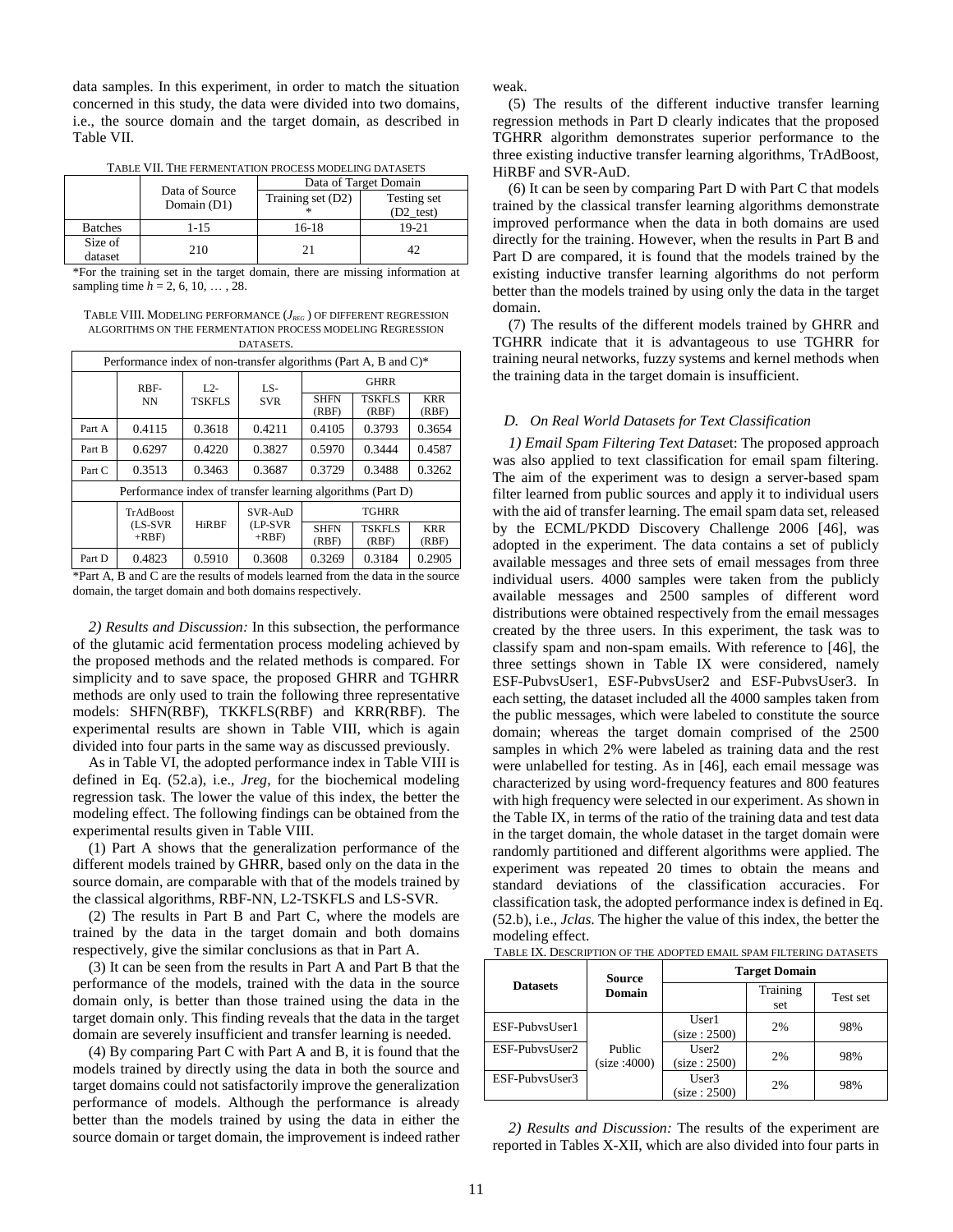data samples. In this experiment, in order to match the situation concerned in this study, the data were divided into two domains, i.e., the source domain and the target domain, as described in Table VII.

TABLE VII. THE FERMENTATION PROCESS MODELING DATASETS

| | Data of Source Domain (D1) | Data of Target Domain | |
|---|---|---|---|
| | | Training set (D2)* | Testing set (D2_test) |
| Batches | 1-15 | 16-18 | 19-21 |
| Size of dataset | 210 | 21 | 42 |

*For the training set in the target domain, there are missing information at sampling time $h = 2, 6, 10, \ldots, 28$.

TABLE VIII. MODELING PERFORMANCE ($J_{REG}$) OF DIFFERENT REGRESSION ALGORITHMS ON THE FERMENTATION PROCESS MODELING REGRESSION DATASETS.

| Performance index of non-transfer algorithms (Part A, B and C)* | | | | | | |
|---|---|---|---|---|---|---|
| | RBF-NN | L2-TSKFLS | LS-SVR | GHRR | | |
| | | | | SHFN (RBF) | TSKFLS (RBF) | KRR (RBF) |
| Part A | 0.4115 | 0.3618 | 0.4211 | 0.4105 | 0.3793 | 0.3654 |
| Part B | 0.6297 | 0.4220 | 0.3827 | 0.5970 | 0.3444 | 0.4587 |
| Part C | 0.3513 | 0.3463 | 0.3687 | 0.3729 | 0.3488 | 0.3262 |
| Performance index of transfer learning algorithms (Part D) | | | | | | |
| | TrAdBoost (LS-SVR +RBF) | HiRBF | SVR-AuD (LP-SVR +RBF) | TGHRR | | |
| | | | | SHFN (RBF) | TSKFLS (RBF) | KRR (RBF) |
| Part D | 0.4823 | 0.5910 | 0.3608 | 0.3269 | 0.3184 | 0.2905 |

*Part A, B and C are the results of models learned from the data in the source domain, the target domain and both domains respectively.

*2) Results and Discussion:* In this subsection, the performance of the glutamic acid fermentation process modeling achieved by the proposed methods and the related methods is compared. For simplicity and to save space, the proposed GHRR and TGHRR methods are only used to train the following three representative models: SHFN(RBF), TKKFLS(RBF) and KRR(RBF). The experimental results are shown in Table VIII, which is again divided into four parts in the same way as discussed previously.

As in Table VI, the adopted performance index in Table VIII is defined in Eq. (52.a), i.e., *Jreg*, for the biochemical modeling regression task. The lower the value of this index, the better the modeling effect. The following findings can be obtained from the experimental results given in Table VIII.

(1) Part A shows that the generalization performance of the different models trained by GHRR, based only on the data in the source domain, are comparable with that of the models trained by the classical algorithms, RBF-NN, L2-TSKFLS and LS-SVR.

(2) The results in Part B and Part C, where the models are trained by the data in the target domain and both domains respectively, give the similar conclusions as that in Part A.

(3) It can be seen from the results in Part A and Part B that the performance of the models, trained with the data in the source domain only, is better than those trained using the data in the target domain only. This finding reveals that the data in the target domain are severely insufficient and transfer learning is needed.

(4) By comparing Part C with Part A and B, it is found that the models trained by directly using the data in both the source and target domains could not satisfactorily improve the generalization performance of models. Although the performance is already better than the models trained by using the data in either the source domain or target domain, the improvement is indeed rather weak.

(5) The results of the different inductive transfer learning regression methods in Part D clearly indicates that the proposed TGHRR algorithm demonstrates superior performance to the three existing inductive transfer learning algorithms, TrAdBoost, HiRBF and SVR-AuD.

(6) It can be seen by comparing Part D with Part C that models trained by the classical transfer learning algorithms demonstrate improved performance when the data in both domains are used directly for the training. However, when the results in Part B and Part D are compared, it is found that the models trained by the existing inductive transfer learning algorithms do not perform better than the models trained by using only the data in the target domain.

(7) The results of the different models trained by GHRR and TGHRR indicate that it is advantageous to use TGHRR for training neural networks, fuzzy systems and kernel methods when the training data in the target domain is insufficient.

### *D. On Real World Datasets for Text Classification*

*1) Email Spam Filtering Text Datase*t: The proposed approach was also applied to text classification for email spam filtering. The aim of the experiment was to design a server-based spam filter learned from public sources and apply it to individual users with the aid of transfer learning. The email spam data set, released by the ECML/PKDD Discovery Challenge 2006 [46], was adopted in the experiment. The data contains a set of publicly available messages and three sets of email messages from three individual users. 4000 samples were taken from the publicly available messages and 2500 samples of different word distributions were obtained respectively from the email messages created by the three users. In this experiment, the task was to classify spam and non-spam emails. With reference to [46], the three settings shown in Table IX were considered, namely ESF-PubvsUser1, ESF-PubvsUser2 and ESF-PubvsUser3. In each setting, the dataset included all the 4000 samples taken from the public messages, which were labeled to constitute the source domain; whereas the target domain comprised of the 2500 samples in which 2% were labeled as training data and the rest were unlabelled for testing. As in [46], each email message was characterized by using word-frequency features and 800 features with high frequency were selected in our experiment. As shown in the Table IX, in terms of the ratio of the training data and test data in the target domain, the whole dataset in the target domain were randomly partitioned and different algorithms were applied. The experiment was repeated 20 times to obtain the means and standard deviations of the classification accuracies. For classification task, the adopted performance index is defined in Eq. (52.b), i.e., *Jclas*. The higher the value of this index, the better the modeling effect.

TABLE IX. DESCRIPTION OF THE ADOPTED EMAIL SPAM FILTERING DATASETS

| Datasets | Source Domain | Target Domain | | |
|---|---|---|---|---|
| | | | Training set | Test set |
| ESF-PubvsUser1 | Public (size :4000) | User1 (size : 2500) | 2% | 98% |
| ESF-PubvsUser2 | | User2 (size : 2500) | 2% | 98% |
| ESF-PubvsUser3 | | User3 (size : 2500) | 2% | 98% |

*2) Results and Discussion:* The results of the experiment are reported in Tables X-XII, which are also divided into four parts in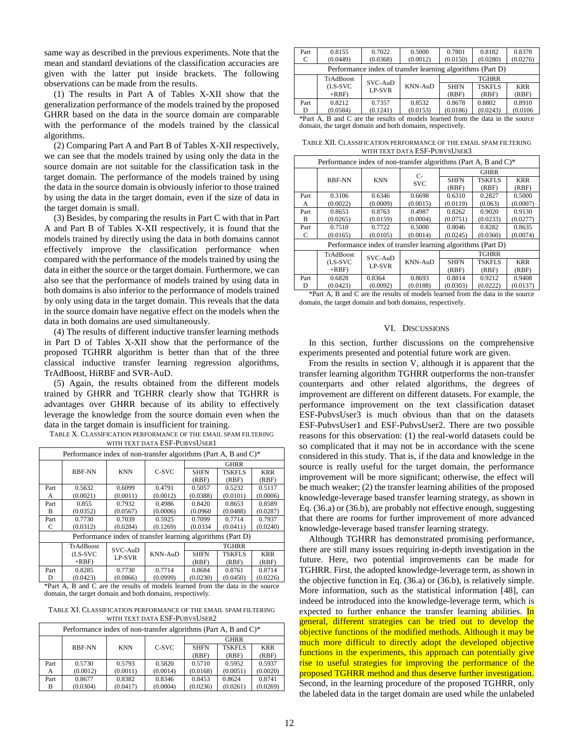same way as described in the previous experiments. Note that the mean and standard deviations of the classification accuracies are given with the latter put inside brackets. The following observations can be made from the results.

(1) The results in Part A of Tables X-XII show that the generalization performance of the models trained by the proposed GHRR based on the data in the source domain are comparable with the performance of the models trained by the classical algorithms.

(2) Comparing Part A and Part B of Tables X-XII respectively, we can see that the models trained by using only the data in the source domain are not suitable for the classification task in the target domain. The performance of the models trained by using the data in the source domain is obviously inferior to those trained by using the data in the target domain, even if the size of data in the target domain is small.

(3) Besides, by comparing the results in Part C with that in Part A and Part B of Tables X-XII respectively, it is found that the models trained by directly using the data in both domains cannot effectively improve the classification performance when compared with the performance of the models trained by using the data in either the source or the target domain. Furthermore, we can also see that the performance of models trained by using data in both domains is also inferior to the performance of models trained by only using data in the target domain. This reveals that the data in the source domain have negative effect on the models when the data in both domains are used simultaneously.

(4) The results of different inductive transfer learning methods in Part D of Tables X-XII show that the performance of the proposed TGHRR algorithm is better than that of the three classical inductive transfer learning regression algorithms, TrAdBoost, HiRBF and SVR-AuD.

(5) Again, the results obtained from the different models trained by GHRR and TGHRR clearly show that TGHRR is advantages over GHRR because of its ability to effectively leverage the knowledge from the source domain even when the data in the target domain is insufficient for training.

TABLE X. CLASSIFICATION PERFORMANCE OF THE EMAIL SPAM FILTERING WITH TEXT DATA ESF-PUBVSUSER1

| Performance index of non-transfer algorithms (Part A, B and C)* | | | | | | |
|---|---|---|---|---|---|---|
| | RBF-NN | KNN | C-SVC | GHRR | | |
| | | | | SHFN (RBF) | TSKFLS (RBF) | KRR (RBF) |
| Part A | 0.5632 (0.0021) | 0.6099 (0.0011) | 0.4791 (0.0012) | 0.5057 (0.0388) | 0.5232 (0.0101) | 0.5117 (0.0006) |
| Part B | 0.855 (0.0352) | 0.7932 (0.0567) | 0.4986 (0.0006) | 0.8420 (0.0960 | 0.8653 (0.0488) | 0.8589 (0.0287) |
| Part C | 0.7730 (0.0312) | 0.7039 (0.0284) | 0.5925 (0.1269) | 0.7099 (0.0334 | 0.7714 (0.0411) | 0.7937 (0.0240) |
| Performance index of transfer learning algorithms (Part D) | | | | | | |
| | TrAdBoost (LS-SVC +RBF) | SVC-AuD LP-SVR | KNN-AuD | TGHRR | | |
| | | | | SHFN (RBF) | TSKFLS (RBF) | KRR (RBF) |
| Part D | 0.8285 (0.0423) | 0.7730 (0.0866) | 0.7714 (0.0999) | 0.8684 (0.0230) | 0.8761 (0.0450) | 0.8714 (0.0226) |

*Part A, B and C are the results of models learned from the data in the source domain, the target domain and both domains, respectively.

TABLE XI. CLASSIFICATION PERFORMANCE OF THE EMAIL SPAM FILTERING WITH TEXT DATA ESF-PUBVSUSER2

| Performance index of non-transfer algorithms (Part A, B and C)* | | | | | | |
|---|---|---|---|---|---|---|
| | RBF-NN | KNN | C-SVC | GHRR | | |
| | | | | SHFN (RBF) | TSKFLS (RBF) | KRR (RBF) |
| Part A | 0.5730 (0.0012) | 0.5793 (0.0011) | 0.5820 (0.0014) | 0.5710 (0.0168) | 0.5952 (0.0051) | 0.5937 (0.0020) |
| Part B | 0.8677 (0.0304) | 0.8382 (0.0417) | 0.8346 (0.0004) | 0.8453 (0.0236) | 0.8624 (0.0261) | 0.8741 (0.0269) |
| Part C | 0.8155 (0.0449) | 0.7022 (0.0368) | 0.5000 (0.0012) | 0.7801 (0.0150) | 0.8182 (0.0280) | 0.8378 (0.0276) |
| Performance index of transfer learning algorithms (Part D) | | | | | | |
| | TrAdBoost (LS-SVC +RBF) | SVC-AuD LP-SVR | KNN-AuD | TGHRR | | |
| | | | | SHFN (RBF) | TSKFLS (RBF) | KRR (RBF) |
| Part D | 0.8212 (0.0584) | 0.7357 (0.1241) | 0.8532 (0.0153) | 0.8678 (0.0186) | 0.8802 (0.0243) | 0.8910 (0.0106 |

*Part A, B and C are the results of models learned from the data in the source domain, the target domain and both domains, respectively.

TABLE XII. CLASSIFICATION PERFORMANCE OF THE EMAIL SPAM FILTERING WITH TEXT DATA ESF-PUBVSUSER3

| Performance index of non-transfer algorithms (Part A, B and C)* | | | | | | |
|---|---|---|---|---|---|---|
| | RBF-NN | KNN | C-SVC | GHRR | | |
| | | | | SHFN (RBF) | TSKFLS (RBF) | KRR (RBF) |
| Part A | 0.3106 (0.0022) | 0.6346 (0.0009) | 0.6698 (0.0015) | 0.6310 (0.0119) | 0.2827 (0.063) | 0.5000 (0.0007) |
| Part B | 0.8653 (0.0265) | 0.8763 (0.0159) | 0.4987 (0.0004) | 0.8262 (0.0751) | 0.9020 (0.0233) | 0.9130 (0.0277) |
| Part C | 0.7510 (0.0165) | 0.7722 (0.0105) | 0.5000 (0.0014) | 0.8046 (0.0245) | 0.8282 (0.0360) | 0.8635 (0.0074) |
| Performance index of transfer learning algorithms (Part D) | | | | | | |
| | TrAdBoost (LS-SVC +RBF) | SVC-AuD LP-SVR | KNN-AuD | TGHRR | | |
| | | | | SHFN (RBF) | TSKFLS (RBF) | KRR (RBF) |
| Part D | 0.6828 (0.0423) | 0.8364 (0.0092) | 0.8693 (0.0188) | 0.8814 (0.0303) | 0.9212 (0.0222) | 0.9408 (0.0137) |

*Part A, B and C are the results of models learned from the data in the source domain, the target domain and both domains, respectively.

## VI. DISCUSSIONS

In this section, further discussions on the comprehensive experiments presented and potential future work are given.

From the results in section V, although it is apparent that the transfer learning algorithm TGHRR outperforms the non-transfer counterparts and other related algorithms, the degrees of improvement are different on different datasets. For example, the performance improvement on the text classification dataset ESF-PubvsUser3 is much obvious than that on the datasets ESF-PubvsUser1 and ESF-PubvsUser2. There are two possible reasons for this observation: (1) the real-world datasets could be so complicated that it may not be in accordance with the scene considered in this study. That is, if the data and knowledge in the source is really useful for the target domain, the performance improvement will be more significant; otherwise, the effect will be much weaker; (2) the transfer learning abilities of the proposed knowledge-leverage based transfer learning strategy, as shown in Eq. (36.a) or (36.b), are probably not effective enough, suggesting that there are rooms for further improvement of more advanced knowledge-leverage based transfer learning strategy.

Although TGHRR has demonstrated promising performance, there are still many issues requiring in-depth investigation in the future. Here, two potential improvements can be made for TGHRR. First, the adopted knowledge-leverage term, as shown in the objective function in Eq. (36.a) or (36.b), is relatively simple. More information, such as the statistical information [48], can indeed be introduced into the knowledge-leverage term, which is expected to further enhance the transfer learning abilities. In general, different strategies can be tried out to develop the objective functions of the modified methods. Although it may be much more difficult to directly adopt the developed objective functions in the experiments, this approach can potentially give rise to useful strategies for improving the performance of the proposed TGHRR method and thus deserve further investigation. Second, in the learning procedure of the proposed TGHRR, only the labeled data in the target domain are used while the unlabeled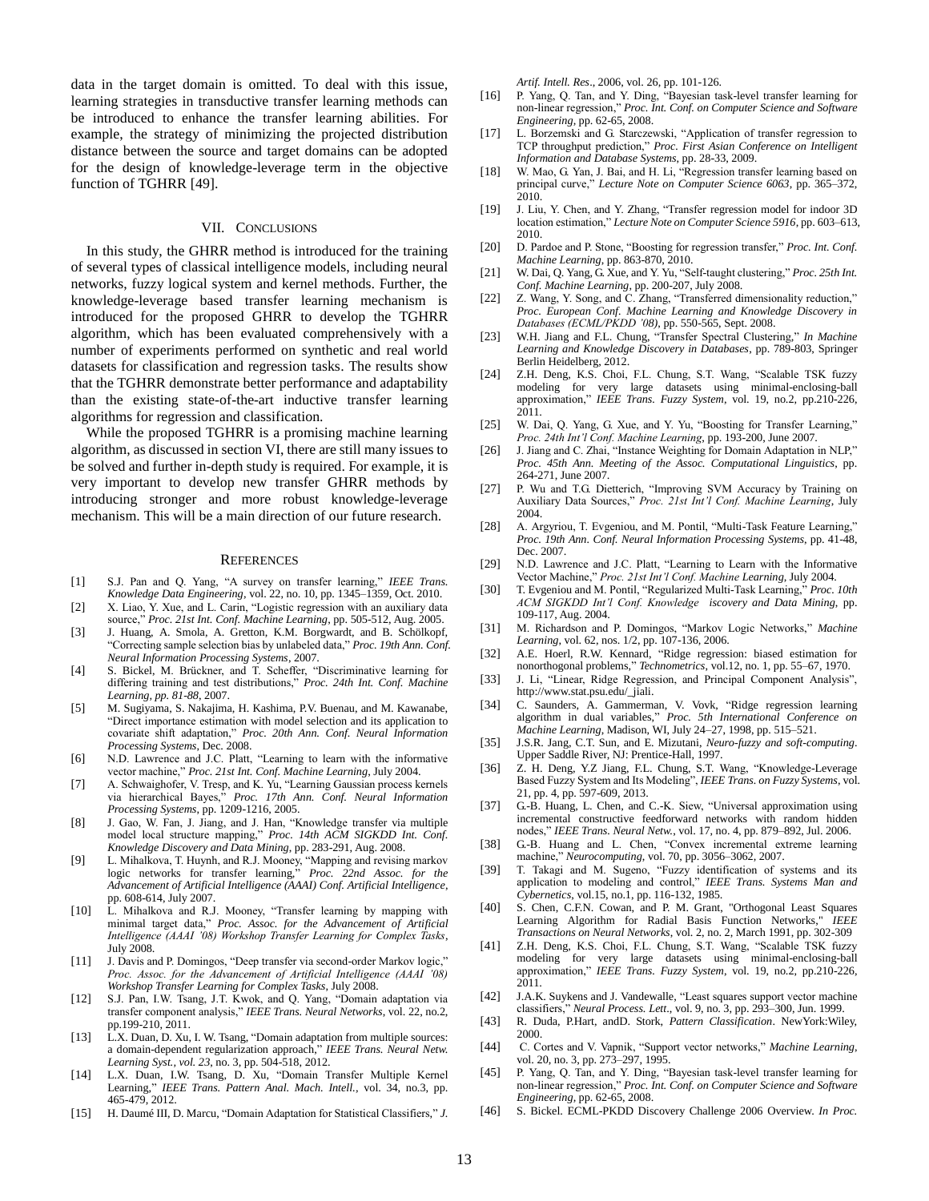data in the target domain is omitted. To deal with this issue, learning strategies in transductive transfer learning methods can be introduced to enhance the transfer learning abilities. For example, the strategy of minimizing the projected distribution distance between the source and target domains can be adopted for the design of knowledge-leverage term in the objective function of TGHRR [49].

## VII. Conclusions

In this study, the GHRR method is introduced for the training of several types of classical intelligence models, including neural networks, fuzzy logical system and kernel methods. Further, the knowledge-leverage based transfer learning mechanism is introduced for the proposed GHRR to develop the TGHRR algorithm, which has been evaluated comprehensively with a number of experiments performed on synthetic and real world datasets for classification and regression tasks. The results show that the TGHRR demonstrate better performance and adaptability than the existing state-of-the-art inductive transfer learning algorithms for regression and classification.

While the proposed TGHRR is a promising machine learning algorithm, as discussed in section VI, there are still many issues to be solved and further in-depth study is required. For example, it is very important to develop new transfer GHRR methods by introducing stronger and more robust knowledge-leverage mechanism. This will be a main direction of our future research.

## References

[1] S.J. Pan and Q. Yang, "A survey on transfer learning," *IEEE Trans. Knowledge Data Engineering*, vol. 22, no. 10, pp. 1345–1359, Oct. 2010.

[2] X. Liao, Y. Xue, and L. Carin, "Logistic regression with an auxiliary data source," *Proc. 21st Int. Conf. Machine Learning*, pp. 505-512, Aug. 2005.

[3] J. Huang, A. Smola, A. Gretton, K.M. Borgwardt, and B. Schölkopf, "Correcting sample selection bias by unlabeled data," *Proc. 19th Ann. Conf. Neural Information Processing Systems*, 2007.

[4] S. Bickel, M. Brückner, and T. Scheffer, "Discriminative learning for differing training and test distributions," *Proc. 24th Int. Conf. Machine Learning, pp. 81-88*, 2007.

[5] M. Sugiyama, S. Nakajima, H. Kashima, P.V. Buenau, and M. Kawanabe, "Direct importance estimation with model selection and its application to covariate shift adaptation," *Proc. 20th Ann. Conf. Neural Information Processing Systems*, Dec. 2008.

[6] N.D. Lawrence and J.C. Platt, "Learning to learn with the informative vector machine," *Proc. 21st Int. Conf. Machine Learning*, July 2004.

[7] A. Schwaighofer, V. Tresp, and K. Yu, "Learning Gaussian process kernels via hierarchical Bayes," *Proc. 17th Ann. Conf. Neural Information Processing Systems*, pp. 1209-1216, 2005.

[8] J. Gao, W. Fan, J. Jiang, and J. Han, "Knowledge transfer via multiple model local structure mapping," *Proc. 14th ACM SIGKDD Int. Conf. Knowledge Discovery and Data Mining*, pp. 283-291, Aug. 2008.

[9] L. Mihalkova, T. Huynh, and R.J. Mooney, "Mapping and revising markov logic networks for transfer learning," *Proc. 22nd Assoc. for the Advancement of Artificial Intelligence (AAAI) Conf. Artificial Intelligence*, pp. 608-614, July 2007.

[10] L. Mihalkova and R.J. Mooney, "Transfer learning by mapping with minimal target data," *Proc. Assoc. for the Advancement of Artificial Intelligence (AAAI '08) Workshop Transfer Learning for Complex Tasks*, July 2008.

[11] J. Davis and P. Domingos, "Deep transfer via second-order Markov logic," *Proc. Assoc. for the Advancement of Artificial Intelligence (AAAI '08) Workshop Transfer Learning for Complex Tasks*, July 2008.

[12] S.J. Pan, I.W. Tsang, J.T. Kwok, and Q. Yang, "Domain adaptation via transfer component analysis," *IEEE Trans. Neural Networks*, vol. 22, no.2, pp.199-210, 2011.

[13] L.X. Duan, D. Xu, I. W. Tsang, "Domain adaptation from multiple sources: a domain-dependent regularization approach," *IEEE Trans. Neural Netw. Learning Syst., vol. 23*, no. 3, pp. 504-518, 2012.

[14] L.X. Duan, I.W. Tsang, D. Xu, "Domain Transfer Multiple Kernel Learning," *IEEE Trans. Pattern Anal. Mach. Intell.*, vol. 34, no.3, pp. 465-479, 2012.

[15] H. Daumé III, D. Marcu, "Domain Adaptation for Statistical Classifiers," *J. Artif. Intell. Res*., 2006, vol. 26, pp. 101-126.

[16] P. Yang, Q. Tan, and Y. Ding, "Bayesian task-level transfer learning for non-linear regression," *Proc. Int. Conf. on Computer Science and Software Engineering*, pp. 62-65, 2008.

[17] L. Borzemski and G. Starczewski, "Application of transfer regression to TCP throughput prediction," *Proc. First Asian Conference on Intelligent Information and Database Systems*, pp. 28-33, 2009.

[18] W. Mao, G. Yan, J. Bai, and H. Li, "Regression transfer learning based on principal curve," *Lecture Note on Computer Science 6063*, pp. 365–372, 2010.

[19] J. Liu, Y. Chen, and Y. Zhang, "Transfer regression model for indoor 3D location estimation," *Lecture Note on Computer Science 5916*, pp. 603–613, 2010.

[20] D. Pardoe and P. Stone, "Boosting for regression transfer," *Proc. Int. Conf. Machine Learning*, pp. 863-870, 2010.

[21] W. Dai, Q. Yang, G. Xue, and Y. Yu, "Self-taught clustering," *Proc. 25th Int. Conf. Machine Learning*, pp. 200-207, July 2008.

[22] Z. Wang, Y. Song, and C. Zhang, "Transferred dimensionality reduction," *Proc. European Conf. Machine Learning and Knowledge Discovery in Databases (ECML/PKDD '08)*, pp. 550-565, Sept. 2008.

[23] W.H. Jiang and F.L. Chung, "Transfer Spectral Clustering," *In Machine Learning and Knowledge Discovery in Databases*, pp. 789-803, Springer Berlin Heidelberg, 2012.

[24] Z.H. Deng, K.S. Choi, F.L. Chung, S.T. Wang, "Scalable TSK fuzzy modeling for very large datasets using minimal-enclosing-ball approximation," *IEEE Trans. Fuzzy System*, vol. 19, no.2, pp.210-226, 2011.

[25] W. Dai, Q. Yang, G. Xue, and Y. Yu, "Boosting for Transfer Learning," *Proc. 24th Int'l Conf. Machine Learning*, pp. 193-200, June 2007.

[26] J. Jiang and C. Zhai, "Instance Weighting for Domain Adaptation in NLP," *Proc. 45th Ann. Meeting of the Assoc. Computational Linguistics*, pp. 264-271, June 2007.

[27] P. Wu and T.G. Dietterich, "Improving SVM Accuracy by Training on Auxiliary Data Sources," *Proc. 21st Int'l Conf. Machine Learning*, July 2004.

[28] A. Argyriou, T. Evgeniou, and M. Pontil, "Multi-Task Feature Learning," *Proc. 19th Ann. Conf. Neural Information Processing Systems*, pp. 41-48, Dec. 2007.

[29] N.D. Lawrence and J.C. Platt, "Learning to Learn with the Informative Vector Machine," *Proc. 21st Int'l Conf. Machine Learning*, July 2004.

[30] T. Evgeniou and M. Pontil, "Regularized Multi-Task Learning," *Proc. 10th ACM SIGKDD Int'l Conf. Knowledge iscovery and Data Mining*, pp. 109-117, Aug. 2004.

[31] M. Richardson and P. Domingos, "Markov Logic Networks," *Machine Learning*, vol. 62, nos. 1/2, pp. 107-136, 2006.

[32] A.E. Hoerl, R.W. Kennard, "Ridge regression: biased estimation for nonorthogonal problems," *Technometrics*, vol.12, no. 1, pp. 55–67, 1970.

[33] J. Li, "Linear, Ridge Regression, and Principal Component Analysis", http://www.stat.psu.edu/_jiali.

[34] C. Saunders, A. Gammerman, V. Vovk, "Ridge regression learning algorithm in dual variables," *Proc. 5th International Conference on Machine Learning*, Madison, WI, July 24–27, 1998, pp. 515–521.

[35] J.S.R. Jang, C.T. Sun, and E. Mizutani, *Neuro-fuzzy and soft-computing*. Upper Saddle River, NJ: Prentice-Hall, 1997.

[36] Z. H. Deng, Y.Z Jiang, F.L. Chung, S.T. Wang, "Knowledge-Leverage Based Fuzzy System and Its Modeling", *IEEE Trans. on Fuzzy Systems*, vol. 21, pp. 4, pp. 597-609, 2013.

[37] G.-B. Huang, L. Chen, and C.-K. Siew, "Universal approximation using incremental constructive feedforward networks with random hidden nodes," *IEEE Trans. Neural Netw.*, vol. 17, no. 4, pp. 879–892, Jul. 2006.

[38] G.-B. Huang and L. Chen, "Convex incremental extreme learning machine," *Neurocomputing*, vol. 70, pp. 3056–3062, 2007.

[39] T. Takagi and M. Sugeno, "Fuzzy identification of systems and its application to modeling and control," *IEEE Trans. Systems Man and Cybernetics*, vol.15, no.1, pp. 116-132, 1985.

[40] S. Chen, C.F.N. Cowan, and P. M. Grant, "Orthogonal Least Squares Learning Algorithm for Radial Basis Function Networks," *IEEE Transactions on Neural Networks*, vol. 2, no. 2, March 1991, pp. 302-309

[41] Z.H. Deng, K.S. Choi, F.L. Chung, S.T. Wang, "Scalable TSK fuzzy modeling for very large datasets using minimal-enclosing-ball approximation," *IEEE Trans. Fuzzy System*, vol. 19, no.2, pp.210-226, 2011.

[42] J.A.K. Suykens and J. Vandewalle, "Least squares support vector machine classifiers," *Neural Process. Lett*., vol. 9, no. 3, pp. 293–300, Jun. 1999.

[43] R. Duda, P.Hart, andD. Stork, *Pattern Classification*. NewYork:Wiley, 2000.

[44] C. Cortes and V. Vapnik, "Support vector networks," *Machine Learning*, vol. 20, no. 3, pp. 273–297, 1995.

[45] P. Yang, Q. Tan, and Y. Ding, "Bayesian task-level transfer learning for non-linear regression," *Proc. Int. Conf. on Computer Science and Software Engineering*, pp. 62-65, 2008.

[46] S. Bickel. ECML-PKDD Discovery Challenge 2006 Overview. *In Proc.*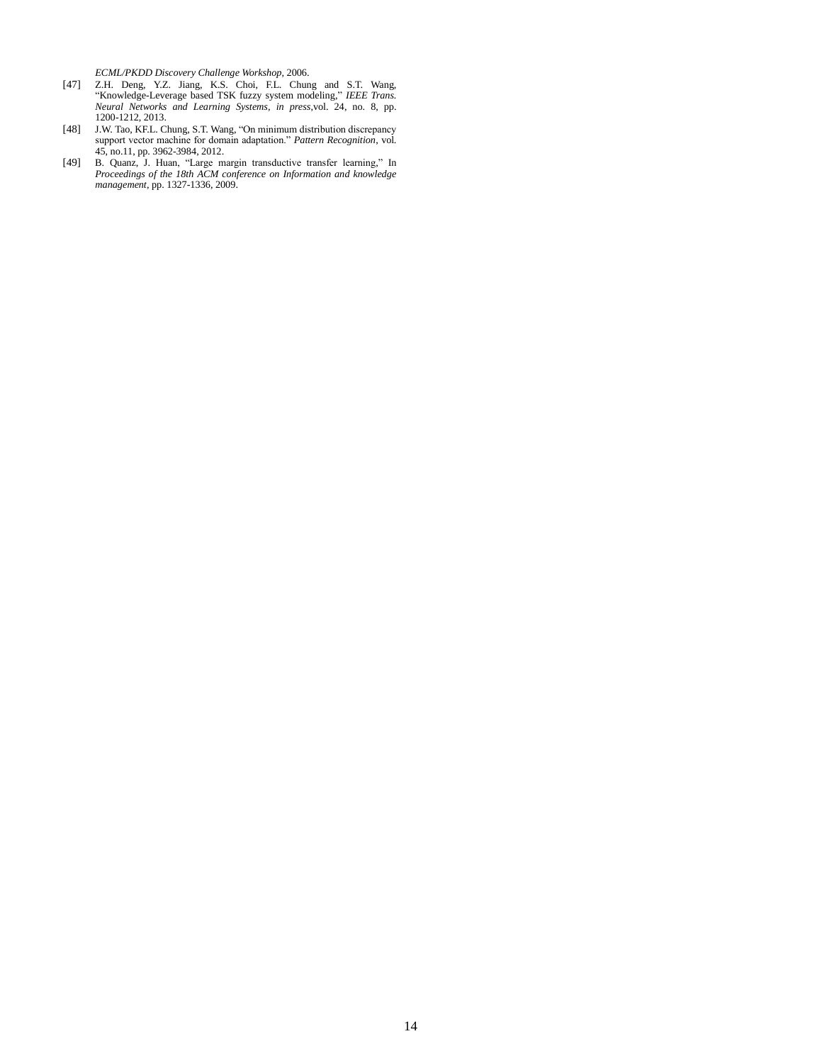*ECML/PKDD Discovery Challenge Workshop*, 2006.

[47] Z.H. Deng, Y.Z. Jiang, K.S. Choi, F.L. Chung and S.T. Wang, "Knowledge-Leverage based TSK fuzzy system modeling," *IEEE Trans. Neural Networks and Learning Systems, in press*,vol. 24, no. 8, pp. 1200-1212, 2013.

[48] J.W. Tao, KF.L. Chung, S.T. Wang, "On minimum distribution discrepancy support vector machine for domain adaptation." *Pattern Recognition*, vol. 45, no.11, pp. 3962-3984, 2012.

[49] B. Quanz, J. Huan, "Large margin transductive transfer learning," In *Proceedings of the 18th ACM conference on Information and knowledge management*, pp. 1327-1336, 2009.